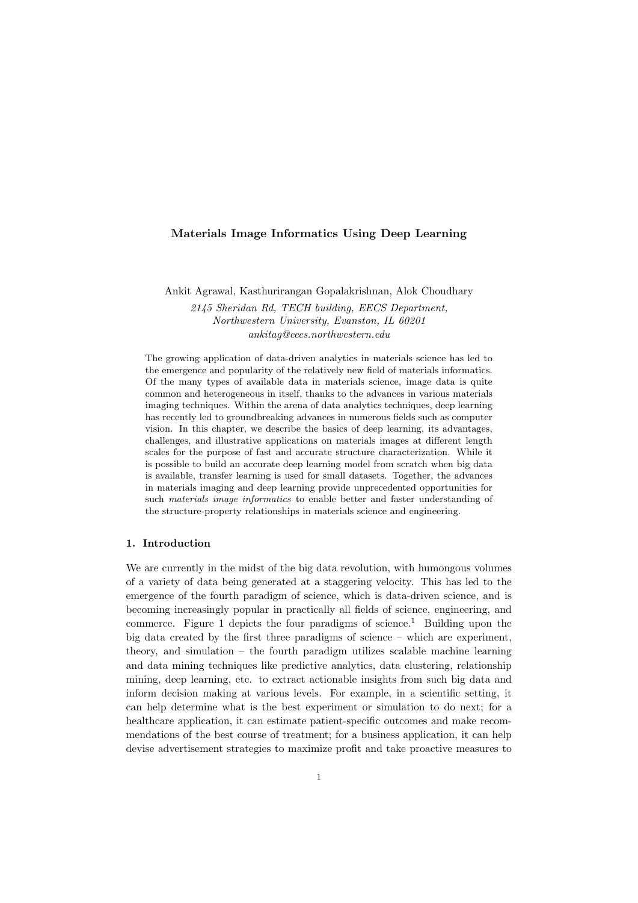# Materials Image Informatics Using Deep Learning

Ankit Agrawal, Kasthurirangan Gopalakrishnan, Alok Choudhary

*2145 Sheridan Rd, TECH building, EECS Department,*
*Northwestern University, Evanston, IL 60201*
*ankitag@eecs.northwestern.edu*

The growing application of data-driven analytics in materials science has led to the emergence and popularity of the relatively new field of materials informatics. Of the many types of available data in materials science, image data is quite common and heterogeneous in itself, thanks to the advances in various materials imaging techniques. Within the arena of data analytics techniques, deep learning has recently led to groundbreaking advances in numerous fields such as computer vision. In this chapter, we describe the basics of deep learning, its advantages, challenges, and illustrative applications on materials images at different length scales for the purpose of fast and accurate structure characterization. While it is possible to build an accurate deep learning model from scratch when big data is available, transfer learning is used for small datasets. Together, the advances in materials imaging and deep learning provide unprecedented opportunities for such *materials image informatics* to enable better and faster understanding of the structure-property relationships in materials science and engineering.

## 1. Introduction

We are currently in the midst of the big data revolution, with humongous volumes of a variety of data being generated at a staggering velocity. This has led to the emergence of the fourth paradigm of science, which is data-driven science, and is becoming increasingly popular in practically all fields of science, engineering, and commerce. Figure 1 depicts the four paradigms of science.[1] Building upon the big data created by the first three paradigms of science – which are experiment, theory, and simulation – the fourth paradigm utilizes scalable machine learning and data mining techniques like predictive analytics, data clustering, relationship mining, deep learning, etc. to extract actionable insights from such big data and inform decision making at various levels. For example, in a scientific setting, it can help determine what is the best experiment or simulation to do next; for a healthcare application, it can estimate patient-specific outcomes and make recommendations of the best course of treatment; for a business application, it can help devise advertisement strategies to maximize profit and take proactive measures to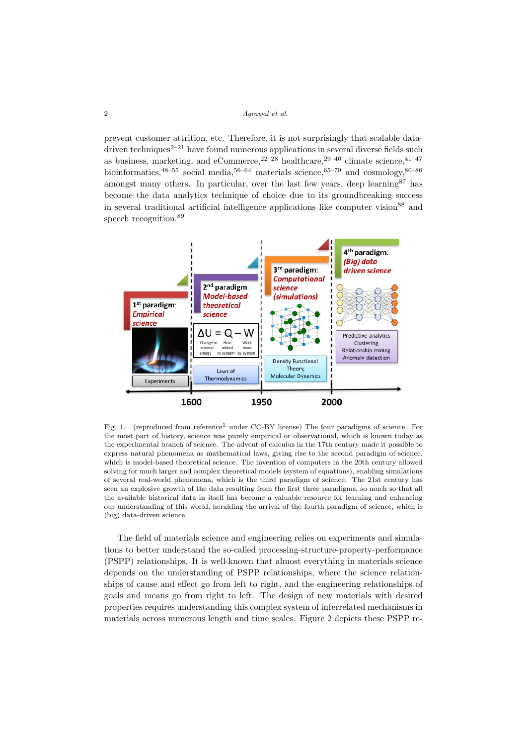prevent customer attrition, etc. Therefore, it is not surprisingly that scalable data-driven techniques[2–21] have found numerous applications in several diverse fields such as business, marketing, and eCommerce,[22–28] healthcare,[29–40] climate science,[41–47] bioinformatics,[48–55] social media,[56–64] materials science,[65–79] and cosmology,[80–86] amongst many others. In particular, over the last few years, deep learning[87] has become the data analytics technique of choice due to its groundbreaking success in several traditional artificial intelligence applications like computer vision[88] and speech recognition.[89]

Fig. 1. (reproduced from reference[1] under CC-BY license) The four paradigms of science. For the most part of history, science was purely empirical or observational, which is known today as the experimental branch of science. The advent of calculus in the 17th century made it possible to express natural phenomena as mathematical laws, giving rise to the second paradigm of science, which is model-based theoretical science. The invention of computers in the 20th century allowed solving for much larger and complex theoretical models (system of equations), enabling simulations of several real-world phenomena, which is the third paradigm of science. The 21st century has seen an explosive growth of the data resulting from the first three paradigms, so much so that all the available historical data in itself has become a valuable resource for learning and enhancing our understanding of this world, heralding the arrival of the fourth paradigm of science, which is (big) data-driven science.

The field of materials science and engineering relies on experiments and simulations to better understand the so-called processing-structure-property-performance (PSPP) relationships. It is well-known that almost everything in materials science depends on the understanding of PSPP relationships, where the science relationships of cause and effect go from left to right, and the engineering relationships of goals and means go from right to left. The design of new materials with desired properties requires understanding this complex system of interrelated mechanisms in materials across numerous length and time scales. Figure 2 depicts these PSPP re-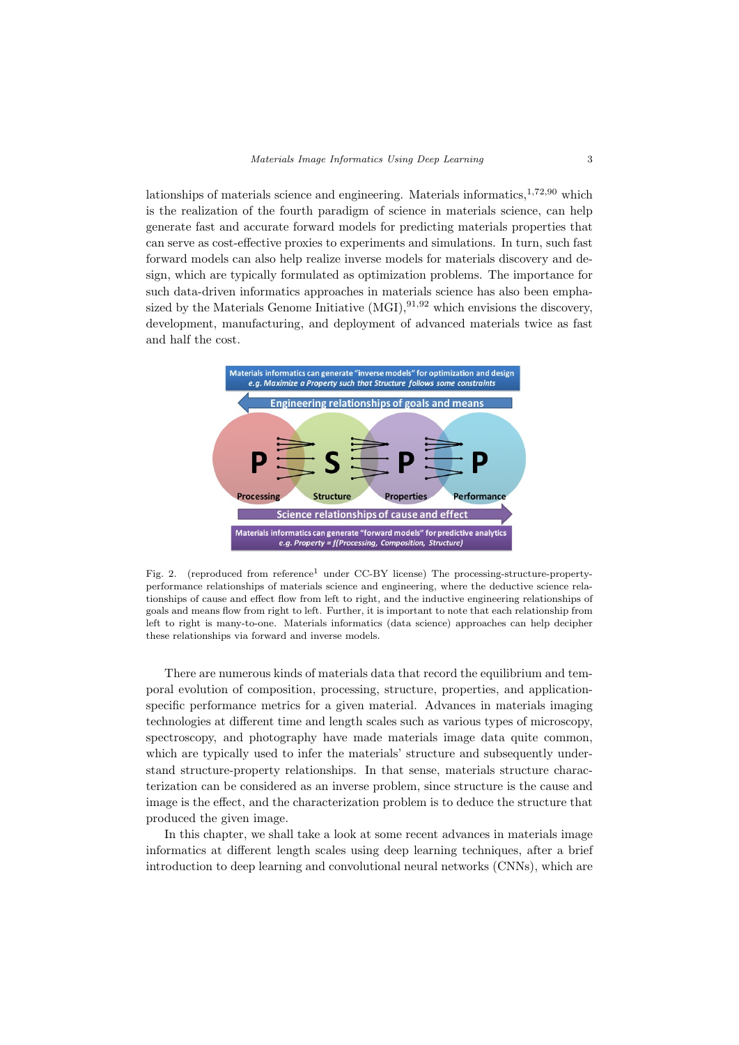lationships of materials science and engineering. Materials informatics,[1,72,90] which is the realization of the fourth paradigm of science in materials science, can help generate fast and accurate forward models for predicting materials properties that can serve as cost-effective proxies to experiments and simulations. In turn, such fast forward models can also help realize inverse models for materials discovery and design, which are typically formulated as optimization problems. The importance for such data-driven informatics approaches in materials science has also been emphasized by the Materials Genome Initiative (MGI),[91,92] which envisions the discovery, development, manufacturing, and deployment of advanced materials twice as fast and half the cost.

Fig. 2. (reproduced from reference[1] under CC-BY license) The processing-structure-property-performance relationships of materials science and engineering, where the deductive science relationships of cause and effect flow from left to right, and the inductive engineering relationships of goals and means flow from right to left. Further, it is important to note that each relationship from left to right is many-to-one. Materials informatics (data science) approaches can help decipher these relationships via forward and inverse models.

There are numerous kinds of materials data that record the equilibrium and temporal evolution of composition, processing, structure, properties, and application-specific performance metrics for a given material. Advances in materials imaging technologies at different time and length scales such as various types of microscopy, spectroscopy, and photography have made materials image data quite common, which are typically used to infer the materials' structure and subsequently understand structure-property relationships. In that sense, materials structure characterization can be considered as an inverse problem, since structure is the cause and image is the effect, and the characterization problem is to deduce the structure that produced the given image.

In this chapter, we shall take a look at some recent advances in materials image informatics at different length scales using deep learning techniques, after a brief introduction to deep learning and convolutional neural networks (CNNs), which are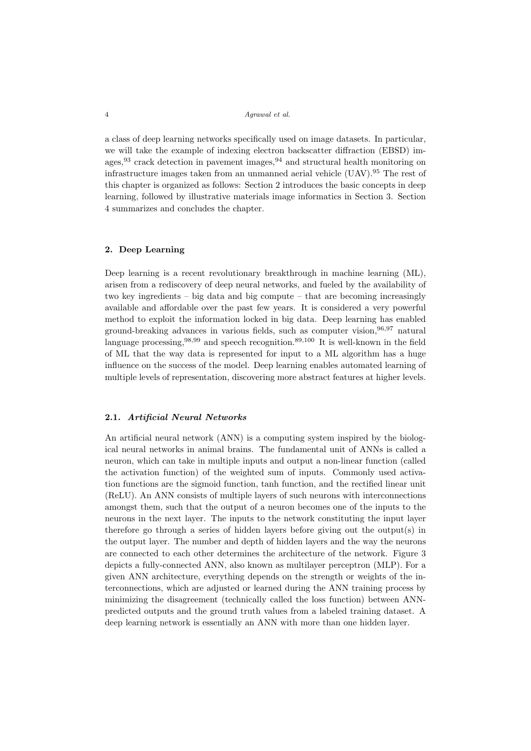a class of deep learning networks specifically used on image datasets. In particular, we will take the example of indexing electron backscatter diffraction (EBSD) images,[93] crack detection in pavement images,[94] and structural health monitoring on infrastructure images taken from an unmanned aerial vehicle (UAV).[95] The rest of this chapter is organized as follows: Section 2 introduces the basic concepts in deep learning, followed by illustrative materials image informatics in Section 3. Section 4 summarizes and concludes the chapter.

## 2. Deep Learning

Deep learning is a recent revolutionary breakthrough in machine learning (ML), arisen from a rediscovery of deep neural networks, and fueled by the availability of two key ingredients – big data and big compute – that are becoming increasingly available and affordable over the past few years. It is considered a very powerful method to exploit the information locked in big data. Deep learning has enabled ground-breaking advances in various fields, such as computer vision,[96,97] natural language processing,[98,99] and speech recognition.[89,100] It is well-known in the field of ML that the way data is represented for input to a ML algorithm has a huge influence on the success of the model. Deep learning enables automated learning of multiple levels of representation, discovering more abstract features at higher levels.

### 2.1. *Artificial Neural Networks*

An artificial neural network (ANN) is a computing system inspired by the biological neural networks in animal brains. The fundamental unit of ANNs is called a neuron, which can take in multiple inputs and output a non-linear function (called the activation function) of the weighted sum of inputs. Commonly used activation functions are the sigmoid function, tanh function, and the rectified linear unit (ReLU). An ANN consists of multiple layers of such neurons with interconnections amongst them, such that the output of a neuron becomes one of the inputs to the neurons in the next layer. The inputs to the network constituting the input layer therefore go through a series of hidden layers before giving out the output(s) in the output layer. The number and depth of hidden layers and the way the neurons are connected to each other determines the architecture of the network. Figure 3 depicts a fully-connected ANN, also known as multilayer perceptron (MLP). For a given ANN architecture, everything depends on the strength or weights of the interconnections, which are adjusted or learned during the ANN training process by minimizing the disagreement (technically called the loss function) between ANN-predicted outputs and the ground truth values from a labeled training dataset. A deep learning network is essentially an ANN with more than one hidden layer.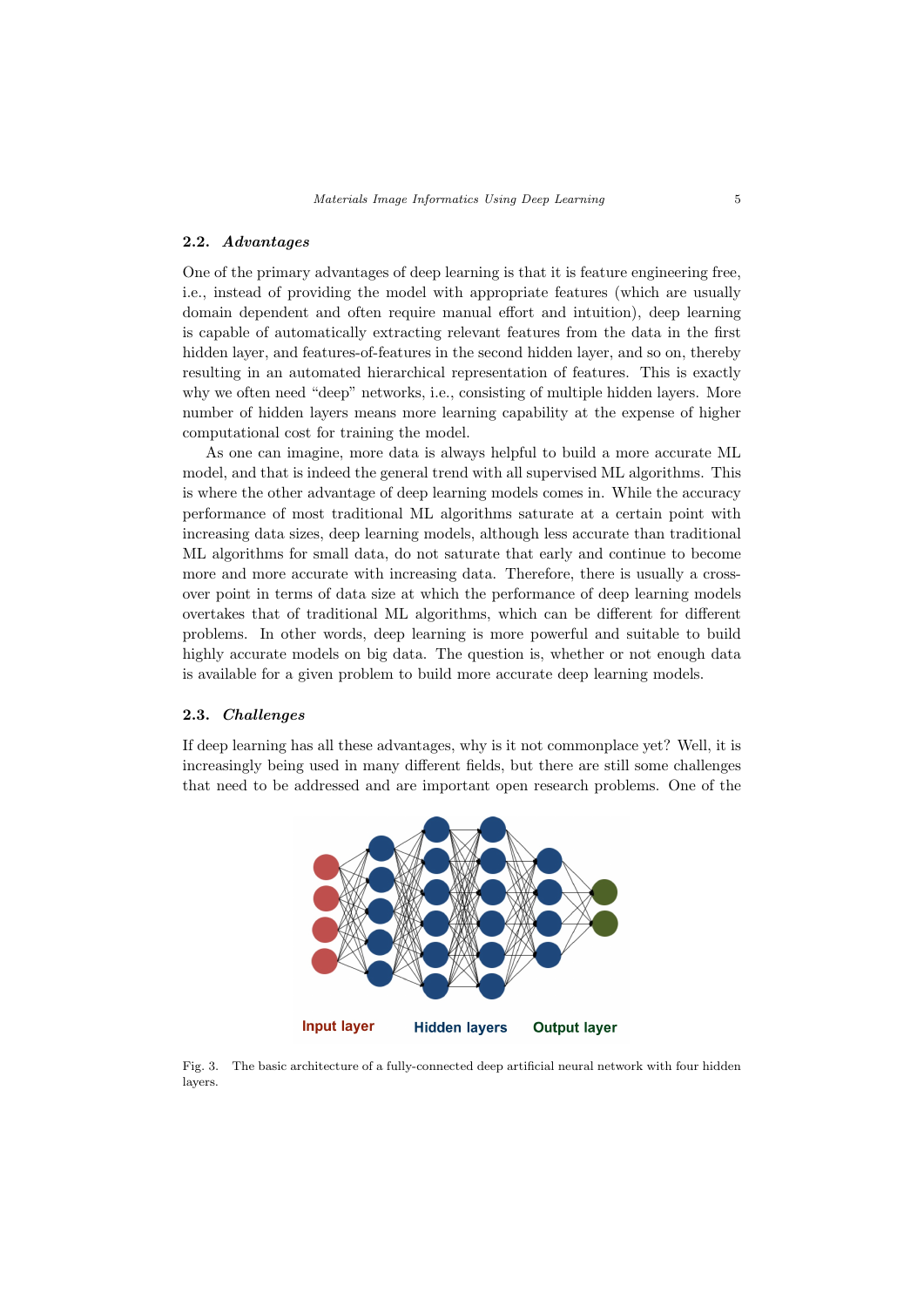### 2.2. *Advantages*

One of the primary advantages of deep learning is that it is feature engineering free, i.e., instead of providing the model with appropriate features (which are usually domain dependent and often require manual effort and intuition), deep learning is capable of automatically extracting relevant features from the data in the first hidden layer, and features-of-features in the second hidden layer, and so on, thereby resulting in an automated hierarchical representation of features. This is exactly why we often need "deep" networks, i.e., consisting of multiple hidden layers. More number of hidden layers means more learning capability at the expense of higher computational cost for training the model.

As one can imagine, more data is always helpful to build a more accurate ML model, and that is indeed the general trend with all supervised ML algorithms. This is where the other advantage of deep learning models comes in. While the accuracy performance of most traditional ML algorithms saturate at a certain point with increasing data sizes, deep learning models, although less accurate than traditional ML algorithms for small data, do not saturate that early and continue to become more and more accurate with increasing data. Therefore, there is usually a cross-over point in terms of data size at which the performance of deep learning models overtakes that of traditional ML algorithms, which can be different for different problems. In other words, deep learning is more powerful and suitable to build highly accurate models on big data. The question is, whether or not enough data is available for a given problem to build more accurate deep learning models.

### 2.3. *Challenges*

If deep learning has all these advantages, why is it not commonplace yet? Well, it is increasingly being used in many different fields, but there are still some challenges that need to be addressed and are important open research problems. One of the

Input layer Hidden layers Output layer

Fig. 3. The basic architecture of a fully-connected deep artificial neural network with four hidden layers.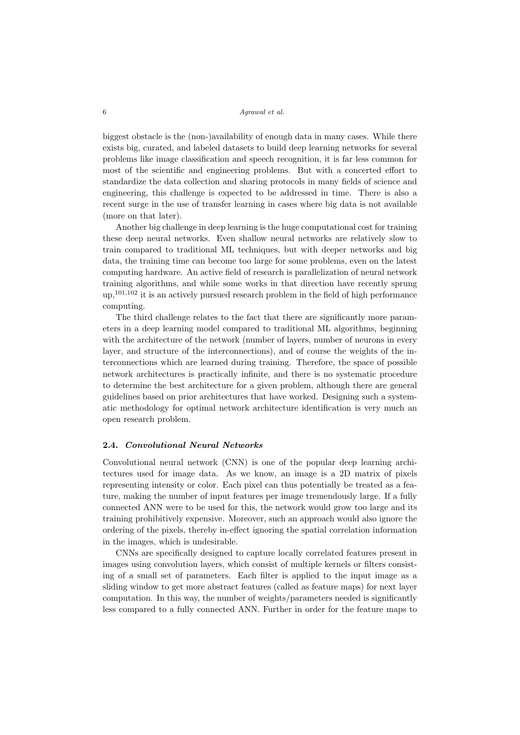biggest obstacle is the (non-)availability of enough data in many cases. While there exists big, curated, and labeled datasets to build deep learning networks for several problems like image classification and speech recognition, it is far less common for most of the scientific and engineering problems. But with a concerted effort to standardize the data collection and sharing protocols in many fields of science and engineering, this challenge is expected to be addressed in time. There is also a recent surge in the use of transfer learning in cases where big data is not available (more on that later).

Another big challenge in deep learning is the huge computational cost for training these deep neural networks. Even shallow neural networks are relatively slow to train compared to traditional ML techniques, but with deeper networks and big data, the training time can become too large for some problems, even on the latest computing hardware. An active field of research is parallelization of neural network training algorithms, and while some works in that direction have recently sprung up,[101,102] it is an actively pursued research problem in the field of high performance computing.

The third challenge relates to the fact that there are significantly more parameters in a deep learning model compared to traditional ML algorithms, beginning with the architecture of the network (number of layers, number of neurons in every layer, and structure of the interconnections), and of course the weights of the interconnections which are learned during training. Therefore, the space of possible network architectures is practically infinite, and there is no systematic procedure to determine the best architecture for a given problem, although there are general guidelines based on prior architectures that have worked. Designing such a systematic methodology for optimal network architecture identification is very much an open research problem.

### 2.4. *Convolutional Neural Networks*

Convolutional neural network (CNN) is one of the popular deep learning architectures used for image data. As we know, an image is a 2D matrix of pixels representing intensity or color. Each pixel can thus potentially be treated as a feature, making the number of input features per image tremendously large. If a fully connected ANN were to be used for this, the network would grow too large and its training prohibitively expensive. Moreover, such an approach would also ignore the ordering of the pixels, thereby in-effect ignoring the spatial correlation information in the images, which is undesirable.

CNNs are specifically designed to capture locally correlated features present in images using convolution layers, which consist of multiple kernels or filters consisting of a small set of parameters. Each filter is applied to the input image as a sliding window to get more abstract features (called as feature maps) for next layer computation. In this way, the number of weights/parameters needed is significantly less compared to a fully connected ANN. Further in order for the feature maps to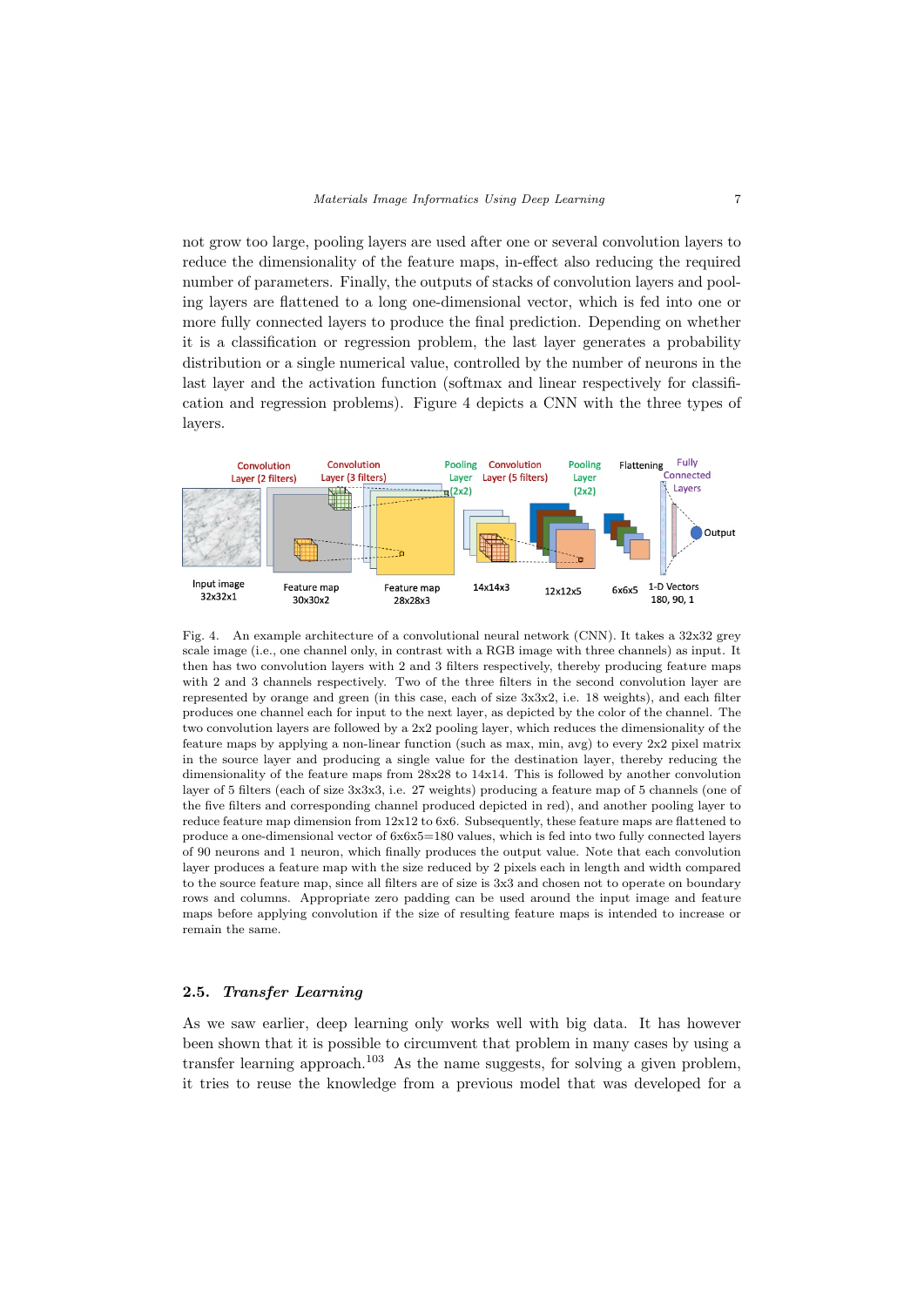not grow too large, pooling layers are used after one or several convolution layers to reduce the dimensionality of the feature maps, in-effect also reducing the required number of parameters. Finally, the outputs of stacks of convolution layers and pooling layers are flattened to a long one-dimensional vector, which is fed into one or more fully connected layers to produce the final prediction. Depending on whether it is a classification or regression problem, the last layer generates a probability distribution or a single numerical value, controlled by the number of neurons in the last layer and the activation function (softmax and linear respectively for classification and regression problems). Figure 4 depicts a CNN with the three types of layers.

Fig. 4. An example architecture of a convolutional neural network (CNN). It takes a 32x32 grey scale image (i.e., one channel only, in contrast with a RGB image with three channels) as input. It then has two convolution layers with 2 and 3 filters respectively, thereby producing feature maps with 2 and 3 channels respectively. Two of the three filters in the second convolution layer are represented by orange and green (in this case, each of size 3x3x2, i.e. 18 weights), and each filter produces one channel each for input to the next layer, as depicted by the color of the channel. The two convolution layers are followed by a 2x2 pooling layer, which reduces the dimensionality of the feature maps by applying a non-linear function (such as max, min, avg) to every 2x2 pixel matrix in the source layer and producing a single value for the destination layer, thereby reducing the dimensionality of the feature maps from 28x28 to 14x14. This is followed by another convolution layer of 5 filters (each of size 3x3x3, i.e. 27 weights) producing a feature map of 5 channels (one of the five filters and corresponding channel produced depicted in red), and another pooling layer to reduce feature map dimension from 12x12 to 6x6. Subsequently, these feature maps are flattened to produce a one-dimensional vector of 6x6x5=180 values, which is fed into two fully connected layers of 90 neurons and 1 neuron, which finally produces the output value. Note that each convolution layer produces a feature map with the size reduced by 2 pixels each in length and width compared to the source feature map, since all filters are of size is 3x3 and chosen not to operate on boundary rows and columns. Appropriate zero padding can be used around the input image and feature maps before applying convolution if the size of resulting feature maps is intended to increase or remain the same.

### 2.5. *Transfer Learning*

As we saw earlier, deep learning only works well with big data. It has however been shown that it is possible to circumvent that problem in many cases by using a transfer learning approach.[103] As the name suggests, for solving a given problem, it tries to reuse the knowledge from a previous model that was developed for a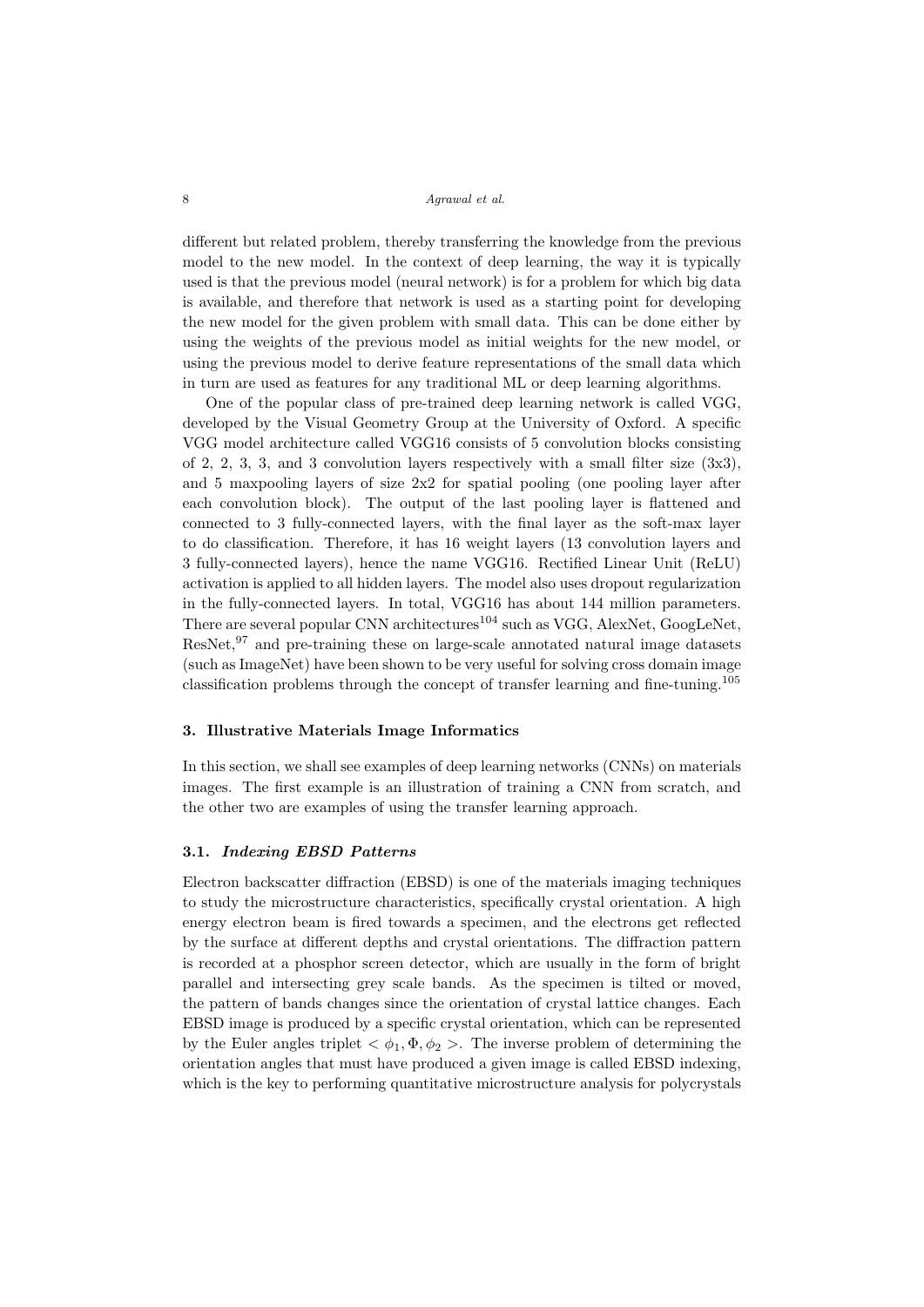different but related problem, thereby transferring the knowledge from the previous model to the new model. In the context of deep learning, the way it is typically used is that the previous model (neural network) is for a problem for which big data is available, and therefore that network is used as a starting point for developing the new model for the given problem with small data. This can be done either by using the weights of the previous model as initial weights for the new model, or using the previous model to derive feature representations of the small data which in turn are used as features for any traditional ML or deep learning algorithms.

One of the popular class of pre-trained deep learning network is called VGG, developed by the Visual Geometry Group at the University of Oxford. A specific VGG model architecture called VGG16 consists of 5 convolution blocks consisting of 2, 2, 3, 3, and 3 convolution layers respectively with a small filter size (3x3), and 5 maxpooling layers of size 2x2 for spatial pooling (one pooling layer after each convolution block). The output of the last pooling layer is flattened and connected to 3 fully-connected layers, with the final layer as the soft-max layer to do classification. Therefore, it has 16 weight layers (13 convolution layers and 3 fully-connected layers), hence the name VGG16. Rectified Linear Unit (ReLU) activation is applied to all hidden layers. The model also uses dropout regularization in the fully-connected layers. In total, VGG16 has about 144 million parameters. There are several popular CNN architectures[104] such as VGG, AlexNet, GoogLeNet, ResNet,[97] and pre-training these on large-scale annotated natural image datasets (such as ImageNet) have been shown to be very useful for solving cross domain image classification problems through the concept of transfer learning and fine-tuning.[105]

## 3. Illustrative Materials Image Informatics

In this section, we shall see examples of deep learning networks (CNNs) on materials images. The first example is an illustration of training a CNN from scratch, and the other two are examples of using the transfer learning approach.

### 3.1. *Indexing EBSD Patterns*

Electron backscatter diffraction (EBSD) is one of the materials imaging techniques to study the microstructure characteristics, specifically crystal orientation. A high energy electron beam is fired towards a specimen, and the electrons get reflected by the surface at different depths and crystal orientations. The diffraction pattern is recorded at a phosphor screen detector, which are usually in the form of bright parallel and intersecting grey scale bands. As the specimen is tilted or moved, the pattern of bands changes since the orientation of crystal lattice changes. Each EBSD image is produced by a specific crystal orientation, which can be represented by the Euler angles triplet $< \phi_1, \Phi, \phi_2 >$. The inverse problem of determining the orientation angles that must have produced a given image is called EBSD indexing, which is the key to performing quantitative microstructure analysis for polycrystals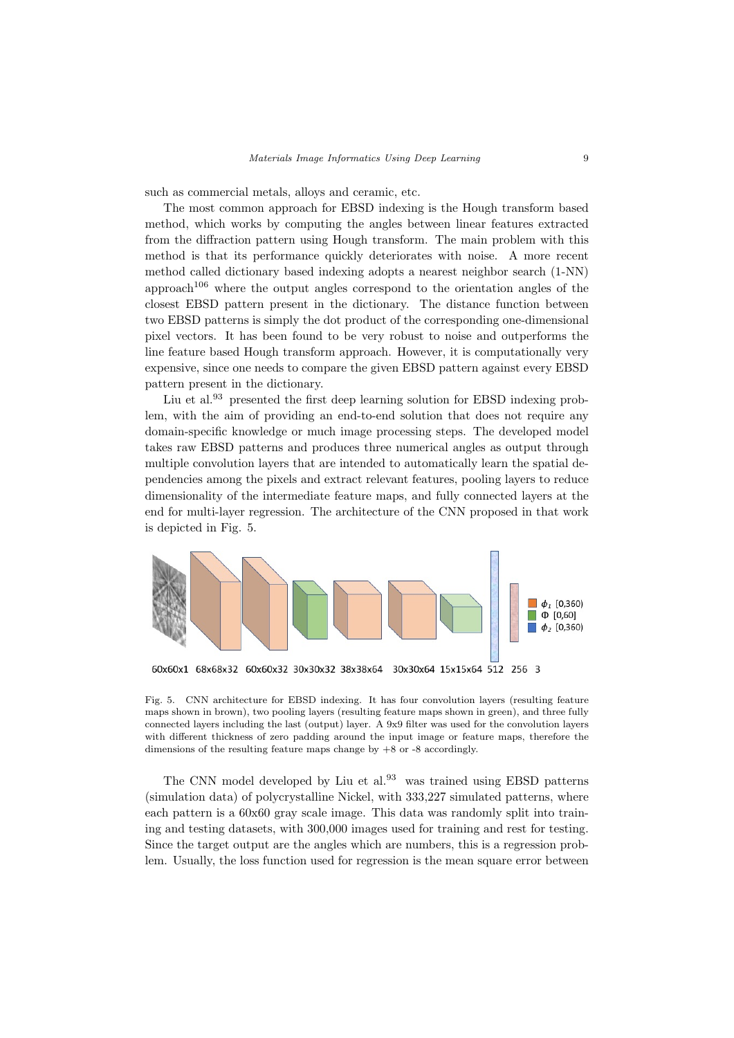such as commercial metals, alloys and ceramic, etc.

The most common approach for EBSD indexing is the Hough transform based method, which works by computing the angles between linear features extracted from the diffraction pattern using Hough transform. The main problem with this method is that its performance quickly deteriorates with noise. A more recent method called dictionary based indexing adopts a nearest neighbor search (1-NN) approach[106] where the output angles correspond to the orientation angles of the closest EBSD pattern present in the dictionary. The distance function between two EBSD patterns is simply the dot product of the corresponding one-dimensional pixel vectors. It has been found to be very robust to noise and outperforms the line feature based Hough transform approach. However, it is computationally very expensive, since one needs to compare the given EBSD pattern against every EBSD pattern present in the dictionary.

Liu et al.[93] presented the first deep learning solution for EBSD indexing problem, with the aim of providing an end-to-end solution that does not require any domain-specific knowledge or much image processing steps. The developed model takes raw EBSD patterns and produces three numerical angles as output through multiple convolution layers that are intended to automatically learn the spatial dependencies among the pixels and extract relevant features, pooling layers to reduce dimensionality of the intermediate feature maps, and fully connected layers at the end for multi-layer regression. The architecture of the CNN proposed in that work is depicted in Fig. 5.

60x60x1 68x68x32 60x60x32 30x30x32 38x38x64 30x30x64 15x15x64 512 256 3

$\phi_1$ [0,360) $\Phi$ [0,60] $\phi_2$ [0,360)

Fig. 5. CNN architecture for EBSD indexing. It has four convolution layers (resulting feature maps shown in brown), two pooling layers (resulting feature maps shown in green), and three fully connected layers including the last (output) layer. A 9x9 filter was used for the convolution layers with different thickness of zero padding around the input image or feature maps, therefore the dimensions of the resulting feature maps change by +8 or -8 accordingly.

The CNN model developed by Liu et al.[93] was trained using EBSD patterns (simulation data) of polycrystalline Nickel, with 333,227 simulated patterns, where each pattern is a 60x60 gray scale image. This data was randomly split into training and testing datasets, with 300,000 images used for training and rest for testing. Since the target output are the angles which are numbers, this is a regression problem. Usually, the loss function used for regression is the mean square error between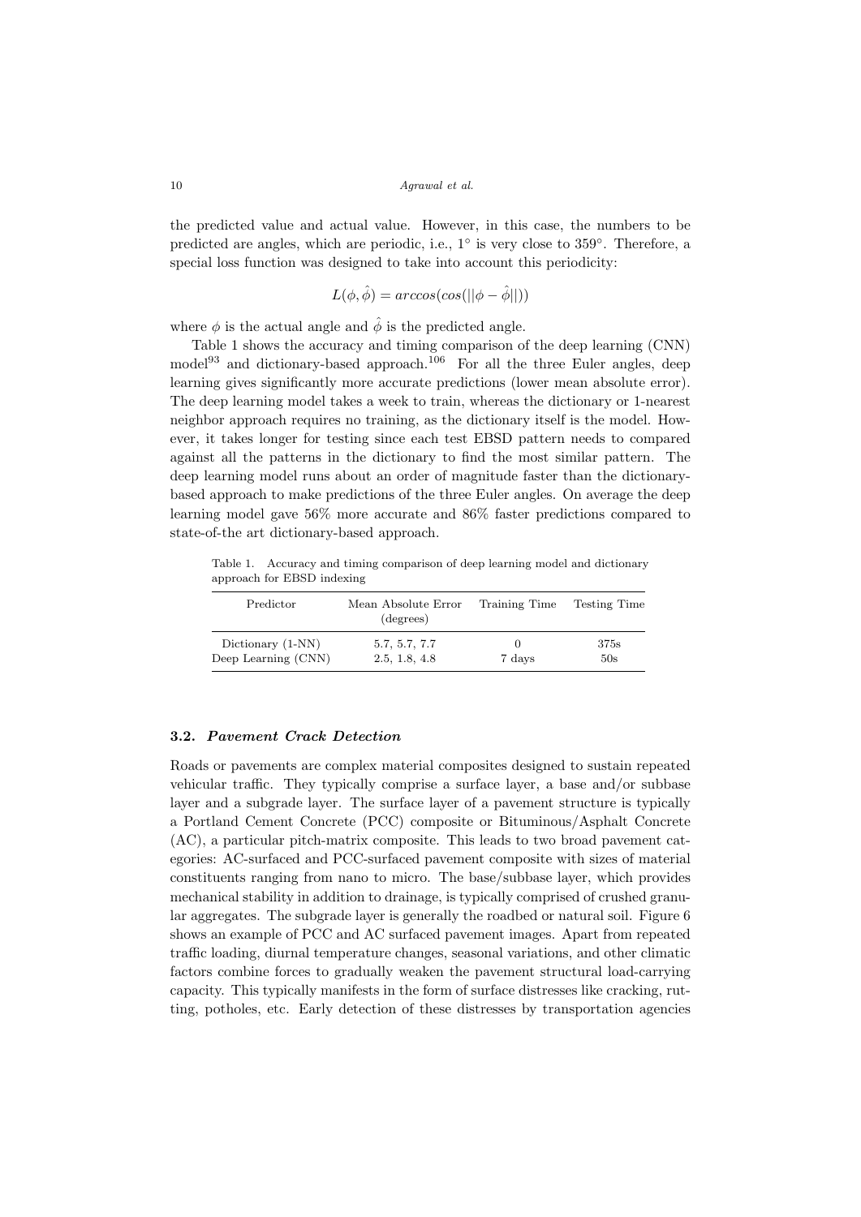the predicted value and actual value. However, in this case, the numbers to be predicted are angles, which are periodic, i.e., $1^\circ$ is very close to $359^\circ$. Therefore, a special loss function was designed to take into account this periodicity:

$$L(\phi, \hat{\phi}) = arccos(cos(||\phi - \hat{\phi}||))$$

where $\phi$ is the actual angle and $\hat{\phi}$ is the predicted angle.

Table 1 shows the accuracy and timing comparison of the deep learning (CNN) model[93] and dictionary-based approach.[106] For all the three Euler angles, deep learning gives significantly more accurate predictions (lower mean absolute error). The deep learning model takes a week to train, whereas the dictionary or 1-nearest neighbor approach requires no training, as the dictionary itself is the model. However, it takes longer for testing since each test EBSD pattern needs to compared against all the patterns in the dictionary to find the most similar pattern. The deep learning model runs about an order of magnitude faster than the dictionary-based approach to make predictions of the three Euler angles. On average the deep learning model gave 56% more accurate and 86% faster predictions compared to state-of-the art dictionary-based approach.

Table 1. Accuracy and timing comparison of deep learning model and dictionary approach for EBSD indexing

| Predictor | Mean Absolute Error (degrees) | Training Time | Testing Time |
|---|---|---|---|
| Dictionary (1-NN) | 5.7, 5.7, 7.7 | 0 | 375s |
| Deep Learning (CNN) | 2.5, 1.8, 4.8 | 7 days | 50s |

### 3.2. *Pavement Crack Detection*

Roads or pavements are complex material composites designed to sustain repeated vehicular traffic. They typically comprise a surface layer, a base and/or subbase layer and a subgrade layer. The surface layer of a pavement structure is typically a Portland Cement Concrete (PCC) composite or Bituminous/Asphalt Concrete (AC), a particular pitch-matrix composite. This leads to two broad pavement categories: AC-surfaced and PCC-surfaced pavement composite with sizes of material constituents ranging from nano to micro. The base/subbase layer, which provides mechanical stability in addition to drainage, is typically comprised of crushed granular aggregates. The subgrade layer is generally the roadbed or natural soil. Figure 6 shows an example of PCC and AC surfaced pavement images. Apart from repeated traffic loading, diurnal temperature changes, seasonal variations, and other climatic factors combine forces to gradually weaken the pavement structural load-carrying capacity. This typically manifests in the form of surface distresses like cracking, rutting, potholes, etc. Early detection of these distresses by transportation agencies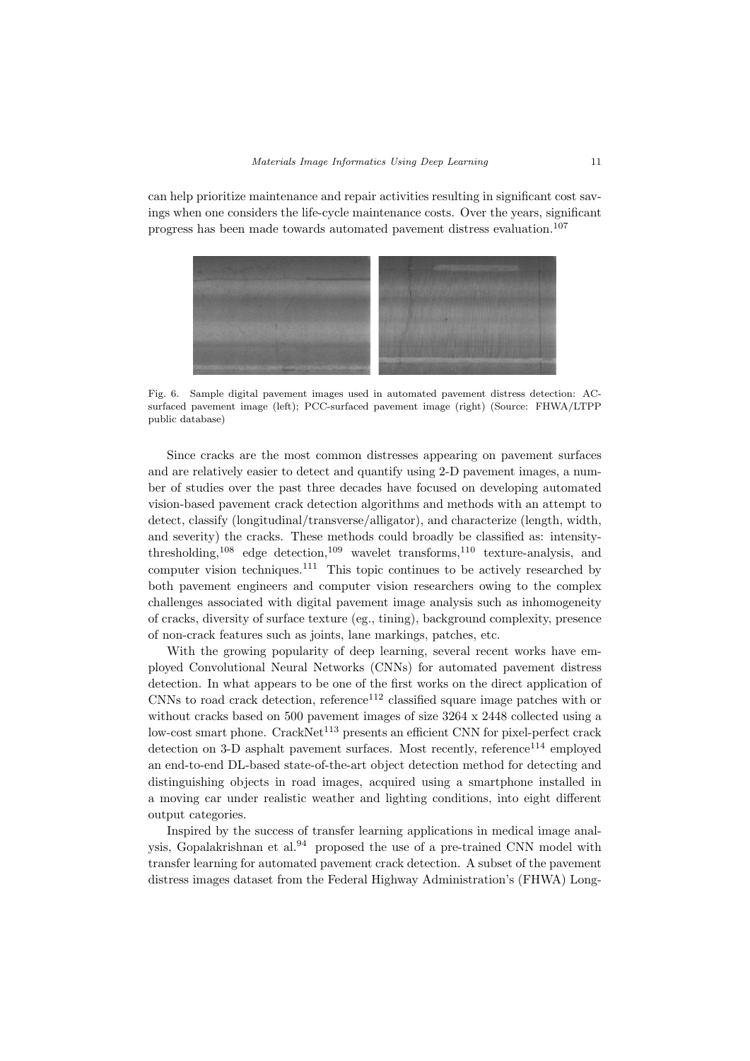can help prioritize maintenance and repair activities resulting in significant cost savings when one considers the life-cycle maintenance costs. Over the years, significant progress has been made towards automated pavement distress evaluation.[107]

Fig. 6. Sample digital pavement images used in automated pavement distress detection: AC-surfaced pavement image (left); PCC-surfaced pavement image (right) (Source: FHWA/LTPP public database)

Since cracks are the most common distresses appearing on pavement surfaces and are relatively easier to detect and quantify using 2-D pavement images, a number of studies over the past three decades have focused on developing automated vision-based pavement crack detection algorithms and methods with an attempt to detect, classify (longitudinal/transverse/alligator), and characterize (length, width, and severity) the cracks. These methods could broadly be classified as: intensity-thresholding,[108] edge detection,[109] wavelet transforms,[110] texture-analysis, and computer vision techniques.[111] This topic continues to be actively researched by both pavement engineers and computer vision researchers owing to the complex challenges associated with digital pavement image analysis such as inhomogeneity of cracks, diversity of surface texture (eg., tining), background complexity, presence of non-crack features such as joints, lane markings, patches, etc.

With the growing popularity of deep learning, several recent works have employed Convolutional Neural Networks (CNNs) for automated pavement distress detection. In what appears to be one of the first works on the direct application of CNNs to road crack detection, reference[112] classified square image patches with or without cracks based on 500 pavement images of size 3264 x 2448 collected using a low-cost smart phone. CrackNet[113] presents an efficient CNN for pixel-perfect crack detection on 3-D asphalt pavement surfaces. Most recently, reference[114] employed an end-to-end DL-based state-of-the-art object detection method for detecting and distinguishing objects in road images, acquired using a smartphone installed in a moving car under realistic weather and lighting conditions, into eight different output categories.

Inspired by the success of transfer learning applications in medical image analysis, Gopalakrishnan et al.[94] proposed the use of a pre-trained CNN model with transfer learning for automated pavement crack detection. A subset of the pavement distress images dataset from the Federal Highway Administration's (FHWA) Long-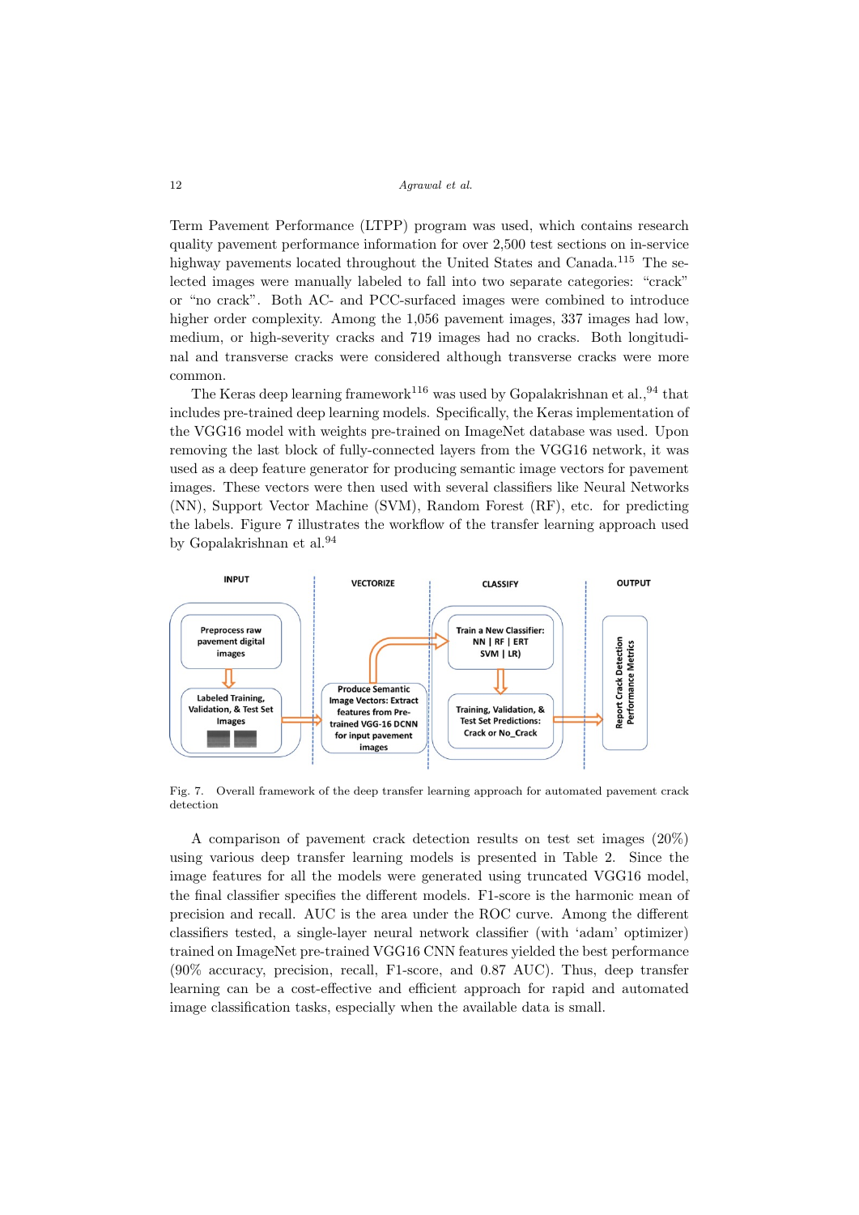Term Pavement Performance (LTPP) program was used, which contains research quality pavement performance information for over 2,500 test sections on in-service highway pavements located throughout the United States and Canada.[115] The selected images were manually labeled to fall into two separate categories: "crack" or "no crack". Both AC- and PCC-surfaced images were combined to introduce higher order complexity. Among the 1,056 pavement images, 337 images had low, medium, or high-severity cracks and 719 images had no cracks. Both longitudinal and transverse cracks were considered although transverse cracks were more common.

The Keras deep learning framework[116] was used by Gopalakrishnan et al.,[94] that includes pre-trained deep learning models. Specifically, the Keras implementation of the VGG16 model with weights pre-trained on ImageNet database was used. Upon removing the last block of fully-connected layers from the VGG16 network, it was used as a deep feature generator for producing semantic image vectors for pavement images. These vectors were then used with several classifiers like Neural Networks (NN), Support Vector Machine (SVM), Random Forest (RF), etc. for predicting the labels. Figure 7 illustrates the workflow of the transfer learning approach used by Gopalakrishnan et al.[94]

Fig. 7. Overall framework of the deep transfer learning approach for automated pavement crack detection

A comparison of pavement crack detection results on test set images (20%) using various deep transfer learning models is presented in Table 2. Since the image features for all the models were generated using truncated VGG16 model, the final classifier specifies the different models. F1-score is the harmonic mean of precision and recall. AUC is the area under the ROC curve. Among the different classifiers tested, a single-layer neural network classifier (with 'adam' optimizer) trained on ImageNet pre-trained VGG16 CNN features yielded the best performance (90% accuracy, precision, recall, F1-score, and 0.87 AUC). Thus, deep transfer learning can be a cost-effective and efficient approach for rapid and automated image classification tasks, especially when the available data is small.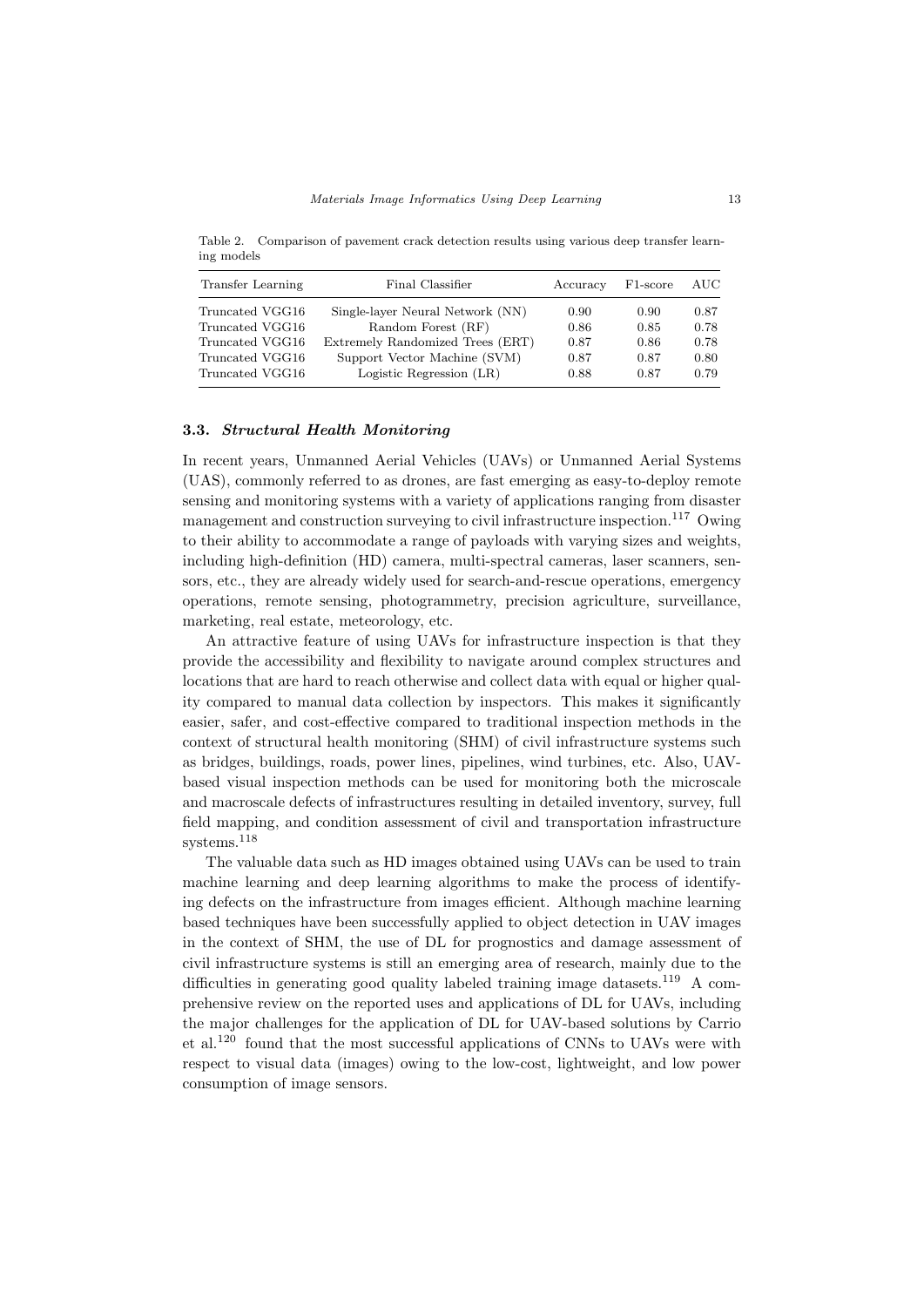Table 2. Comparison of pavement crack detection results using various deep transfer learning models

| Transfer Learning | Final Classifier | Accuracy | F1-score | AUC |
|---|---|---|---|---|
| Truncated VGG16 | Single-layer Neural Network (NN) | 0.90 | 0.90 | 0.87 |
| Truncated VGG16 | Random Forest (RF) | 0.86 | 0.85 | 0.78 |
| Truncated VGG16 | Extremely Randomized Trees (ERT) | 0.87 | 0.86 | 0.78 |
| Truncated VGG16 | Support Vector Machine (SVM) | 0.87 | 0.87 | 0.80 |
| Truncated VGG16 | Logistic Regression (LR) | 0.88 | 0.87 | 0.79 |

### 3.3. *Structural Health Monitoring*

In recent years, Unmanned Aerial Vehicles (UAVs) or Unmanned Aerial Systems (UAS), commonly referred to as drones, are fast emerging as easy-to-deploy remote sensing and monitoring systems with a variety of applications ranging from disaster management and construction surveying to civil infrastructure inspection.[117] Owing to their ability to accommodate a range of payloads with varying sizes and weights, including high-definition (HD) camera, multi-spectral cameras, laser scanners, sensors, etc., they are already widely used for search-and-rescue operations, emergency operations, remote sensing, photogrammetry, precision agriculture, surveillance, marketing, real estate, meteorology, etc.

An attractive feature of using UAVs for infrastructure inspection is that they provide the accessibility and flexibility to navigate around complex structures and locations that are hard to reach otherwise and collect data with equal or higher quality compared to manual data collection by inspectors. This makes it significantly easier, safer, and cost-effective compared to traditional inspection methods in the context of structural health monitoring (SHM) of civil infrastructure systems such as bridges, buildings, roads, power lines, pipelines, wind turbines, etc. Also, UAV-based visual inspection methods can be used for monitoring both the microscale and macroscale defects of infrastructures resulting in detailed inventory, survey, full field mapping, and condition assessment of civil and transportation infrastructure systems.[118]

The valuable data such as HD images obtained using UAVs can be used to train machine learning and deep learning algorithms to make the process of identifying defects on the infrastructure from images efficient. Although machine learning based techniques have been successfully applied to object detection in UAV images in the context of SHM, the use of DL for prognostics and damage assessment of civil infrastructure systems is still an emerging area of research, mainly due to the difficulties in generating good quality labeled training image datasets.[119] A comprehensive review on the reported uses and applications of DL for UAVs, including the major challenges for the application of DL for UAV-based solutions by Carrio et al.[120] found that the most successful applications of CNNs to UAVs were with respect to visual data (images) owing to the low-cost, lightweight, and low power consumption of image sensors.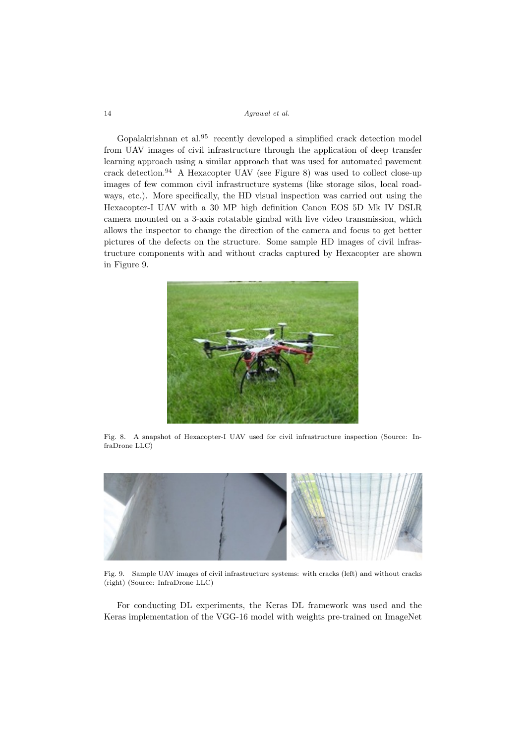Gopalakrishnan et al.[95] recently developed a simplified crack detection model from UAV images of civil infrastructure through the application of deep transfer learning approach using a similar approach that was used for automated pavement crack detection.[94] A Hexacopter UAV (see Figure 8) was used to collect close-up images of few common civil infrastructure systems (like storage silos, local roadways, etc.). More specifically, the HD visual inspection was carried out using the Hexacopter-I UAV with a 30 MP high definition Canon EOS 5D Mk IV DSLR camera mounted on a 3-axis rotatable gimbal with live video transmission, which allows the inspector to change the direction of the camera and focus to get better pictures of the defects on the structure. Some sample HD images of civil infrastructure components with and without cracks captured by Hexacopter are shown in Figure 9.

Fig. 8. A snapshot of Hexacopter-I UAV used for civil infrastructure inspection (Source: InfraDrone LLC)

Fig. 9. Sample UAV images of civil infrastructure systems: with cracks (left) and without cracks (right) (Source: InfraDrone LLC)

For conducting DL experiments, the Keras DL framework was used and the Keras implementation of the VGG-16 model with weights pre-trained on ImageNet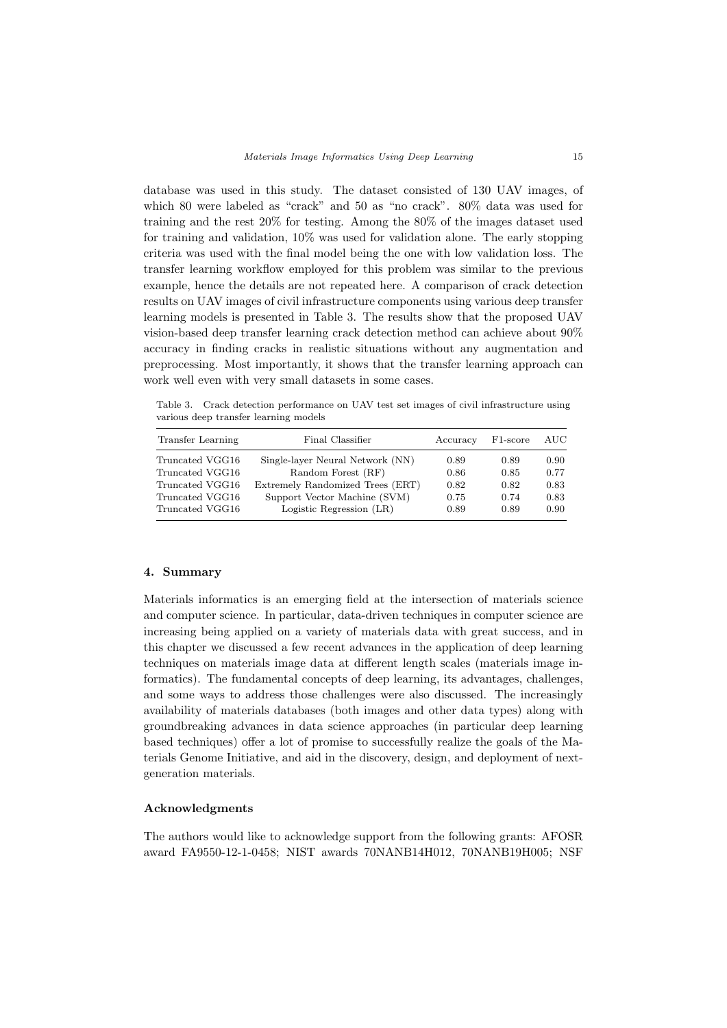database was used in this study. The dataset consisted of 130 UAV images, of which 80 were labeled as "crack" and 50 as "no crack". 80% data was used for training and the rest 20% for testing. Among the 80% of the images dataset used for training and validation, 10% was used for validation alone. The early stopping criteria was used with the final model being the one with low validation loss. The transfer learning workflow employed for this problem was similar to the previous example, hence the details are not repeated here. A comparison of crack detection results on UAV images of civil infrastructure components using various deep transfer learning models is presented in Table 3. The results show that the proposed UAV vision-based deep transfer learning crack detection method can achieve about 90% accuracy in finding cracks in realistic situations without any augmentation and preprocessing. Most importantly, it shows that the transfer learning approach can work well even with very small datasets in some cases.

Table 3. Crack detection performance on UAV test set images of civil infrastructure using various deep transfer learning models

| Transfer Learning | Final Classifier | Accuracy | F1-score | AUC |
|---|---|---|---|---|
| Truncated VGG16 | Single-layer Neural Network (NN) | 0.89 | 0.89 | 0.90 |
| Truncated VGG16 | Random Forest (RF) | 0.86 | 0.85 | 0.77 |
| Truncated VGG16 | Extremely Randomized Trees (ERT) | 0.82 | 0.82 | 0.83 |
| Truncated VGG16 | Support Vector Machine (SVM) | 0.75 | 0.74 | 0.83 |
| Truncated VGG16 | Logistic Regression (LR) | 0.89 | 0.89 | 0.90 |

## 4. Summary

Materials informatics is an emerging field at the intersection of materials science and computer science. In particular, data-driven techniques in computer science are increasing being applied on a variety of materials data with great success, and in this chapter we discussed a few recent advances in the application of deep learning techniques on materials image data at different length scales (materials image informatics). The fundamental concepts of deep learning, its advantages, challenges, and some ways to address those challenges were also discussed. The increasingly availability of materials databases (both images and other data types) along with groundbreaking advances in data science approaches (in particular deep learning based techniques) offer a lot of promise to successfully realize the goals of the Materials Genome Initiative, and aid in the discovery, design, and deployment of next-generation materials.

### Acknowledgments

The authors would like to acknowledge support from the following grants: AFOSR award FA9550-12-1-0458; NIST awards 70NANB14H012, 70NANB19H005; NSF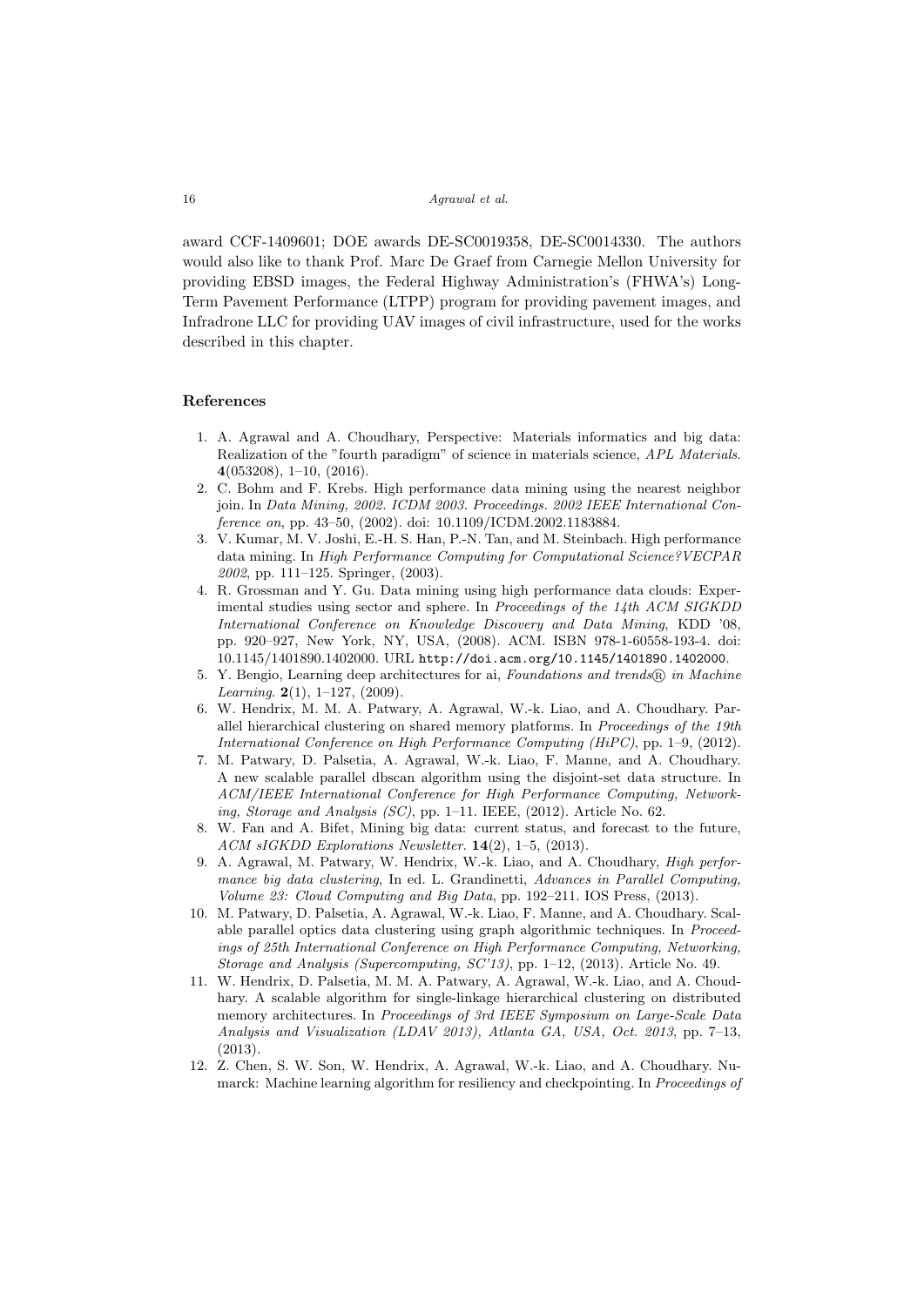award CCF-1409601; DOE awards DE-SC0019358, DE-SC0014330. The authors would also like to thank Prof. Marc De Graef from Carnegie Mellon University for providing EBSD images, the Federal Highway Administration's (FHWA's) Long-Term Pavement Performance (LTPP) program for providing pavement images, and Infradrone LLC for providing UAV images of civil infrastructure, used for the works described in this chapter.

## References

1. A. Agrawal and A. Choudhary, Perspective: Materials informatics and big data: Realization of the "fourth paradigm" of science in materials science, *APL Materials*. **4**(053208), 1–10, (2016).
2. C. Bohm and F. Krebs. High performance data mining using the nearest neighbor join. In *Data Mining, 2002. ICDM 2003. Proceedings. 2002 IEEE International Conference on*, pp. 43–50, (2002). doi: 10.1109/ICDM.2002.1183884.
3. V. Kumar, M. V. Joshi, E.-H. S. Han, P.-N. Tan, and M. Steinbach. High performance data mining. In *High Performance Computing for Computational Science?VECPAR 2002*, pp. 111–125. Springer, (2003).
4. R. Grossman and Y. Gu. Data mining using high performance data clouds: Experimental studies using sector and sphere. In *Proceedings of the 14th ACM SIGKDD International Conference on Knowledge Discovery and Data Mining*, KDD '08, pp. 920–927, New York, NY, USA, (2008). ACM. ISBN 978-1-60558-193-4. doi: 10.1145/1401890.1402000. URL `http://doi.acm.org/10.1145/1401890.1402000`.
5. Y. Bengio, Learning deep architectures for ai, *Foundations and trends® in Machine Learning*. **2**(1), 1–127, (2009).
6. W. Hendrix, M. M. A. Patwary, A. Agrawal, W.-k. Liao, and A. Choudhary. Parallel hierarchical clustering on shared memory platforms. In *Proceedings of the 19th International Conference on High Performance Computing (HiPC)*, pp. 1–9, (2012).
7. M. Patwary, D. Palsetia, A. Agrawal, W.-k. Liao, F. Manne, and A. Choudhary. A new scalable parallel dbscan algorithm using the disjoint-set data structure. In *ACM/IEEE International Conference for High Performance Computing, Networking, Storage and Analysis (SC)*, pp. 1–11. IEEE, (2012). Article No. 62.
8. W. Fan and A. Bifet, Mining big data: current status, and forecast to the future, *ACM sIGKDD Explorations Newsletter*. **14**(2), 1–5, (2013).
9. A. Agrawal, M. Patwary, W. Hendrix, W.-k. Liao, and A. Choudhary, *High performance big data clustering*, In ed. L. Grandinetti, *Advances in Parallel Computing, Volume 23: Cloud Computing and Big Data*, pp. 192–211. IOS Press, (2013).
10. M. Patwary, D. Palsetia, A. Agrawal, W.-k. Liao, F. Manne, and A. Choudhary. Scalable parallel optics data clustering using graph algorithmic techniques. In *Proceedings of 25th International Conference on High Performance Computing, Networking, Storage and Analysis (Supercomputing, SC'13)*, pp. 1–12, (2013). Article No. 49.
11. W. Hendrix, D. Palsetia, M. M. A. Patwary, A. Agrawal, W.-k. Liao, and A. Choudhary. A scalable algorithm for single-linkage hierarchical clustering on distributed memory architectures. In *Proceedings of 3rd IEEE Symposium on Large-Scale Data Analysis and Visualization (LDAV 2013), Atlanta GA, USA, Oct. 2013*, pp. 7–13, (2013).
12. Z. Chen, S. W. Son, W. Hendrix, A. Agrawal, W.-k. Liao, and A. Choudhary. Numarck: Machine learning algorithm for resiliency and checkpointing. In *Proceedings of*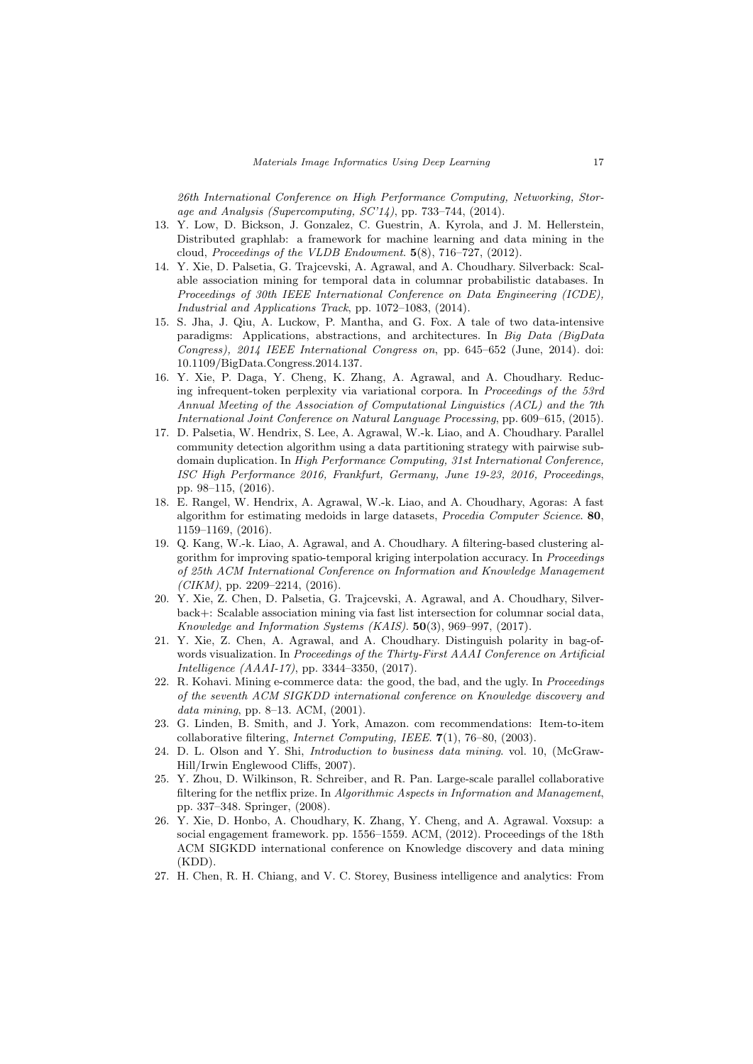26th International Conference on High Performance Computing, Networking, Storage and Analysis (Supercomputing, SC'14)*, pp. 733–744, (2014).

13. Y. Low, D. Bickson, J. Gonzalez, C. Guestrin, A. Kyrola, and J. M. Hellerstein, Distributed graphlab: a framework for machine learning and data mining in the cloud, *Proceedings of the VLDB Endowment*. **5**(8), 716–727, (2012).
14. Y. Xie, D. Palsetia, G. Trajcevski, A. Agrawal, and A. Choudhary. Silverback: Scalable association mining for temporal data in columnar probabilistic databases. In *Proceedings of 30th IEEE International Conference on Data Engineering (ICDE), Industrial and Applications Track*, pp. 1072–1083, (2014).
15. S. Jha, J. Qiu, A. Luckow, P. Mantha, and G. Fox. A tale of two data-intensive paradigms: Applications, abstractions, and architectures. In *Big Data (BigData Congress), 2014 IEEE International Congress on*, pp. 645–652 (June, 2014). doi: 10.1109/BigData.Congress.2014.137.
16. Y. Xie, P. Daga, Y. Cheng, K. Zhang, A. Agrawal, and A. Choudhary. Reducing infrequent-token perplexity via variational corpora. In *Proceedings of the 53rd Annual Meeting of the Association of Computational Linguistics (ACL) and the 7th International Joint Conference on Natural Language Processing*, pp. 609–615, (2015).
17. D. Palsetia, W. Hendrix, S. Lee, A. Agrawal, W.-k. Liao, and A. Choudhary. Parallel community detection algorithm using a data partitioning strategy with pairwise subdomain duplication. In *High Performance Computing, 31st International Conference, ISC High Performance 2016, Frankfurt, Germany, June 19-23, 2016, Proceedings*, pp. 98–115, (2016).
18. E. Rangel, W. Hendrix, A. Agrawal, W.-k. Liao, and A. Choudhary, Agoras: A fast algorithm for estimating medoids in large datasets, *Procedia Computer Science*. **80**, 1159–1169, (2016).
19. Q. Kang, W.-k. Liao, A. Agrawal, and A. Choudhary. A filtering-based clustering algorithm for improving spatio-temporal kriging interpolation accuracy. In *Proceedings of 25th ACM International Conference on Information and Knowledge Management (CIKM)*, pp. 2209–2214, (2016).
20. Y. Xie, Z. Chen, D. Palsetia, G. Trajcevski, A. Agrawal, and A. Choudhary, Silverback+: Scalable association mining via fast list intersection for columnar social data, *Knowledge and Information Systems (KAIS)*. **50**(3), 969–997, (2017).
21. Y. Xie, Z. Chen, A. Agrawal, and A. Choudhary. Distinguish polarity in bag-of-words visualization. In *Proceedings of the Thirty-First AAAI Conference on Artificial Intelligence (AAAI-17)*, pp. 3344–3350, (2017).
22. R. Kohavi. Mining e-commerce data: the good, the bad, and the ugly. In *Proceedings of the seventh ACM SIGKDD international conference on Knowledge discovery and data mining*, pp. 8–13. ACM, (2001).
23. G. Linden, B. Smith, and J. York, Amazon. com recommendations: Item-to-item collaborative filtering, *Internet Computing, IEEE*. **7**(1), 76–80, (2003).
24. D. L. Olson and Y. Shi, *Introduction to business data mining*. vol. 10, (McGraw-Hill/Irwin Englewood Cliffs, 2007).
25. Y. Zhou, D. Wilkinson, R. Schreiber, and R. Pan. Large-scale parallel collaborative filtering for the netflix prize. In *Algorithmic Aspects in Information and Management*, pp. 337–348. Springer, (2008).
26. Y. Xie, D. Honbo, A. Choudhary, K. Zhang, Y. Cheng, and A. Agrawal. Voxsup: a social engagement framework. pp. 1556–1559. ACM, (2012). Proceedings of the 18th ACM SIGKDD international conference on Knowledge discovery and data mining (KDD).
27. H. Chen, R. H. Chiang, and V. C. Storey, Business intelligence and analytics: From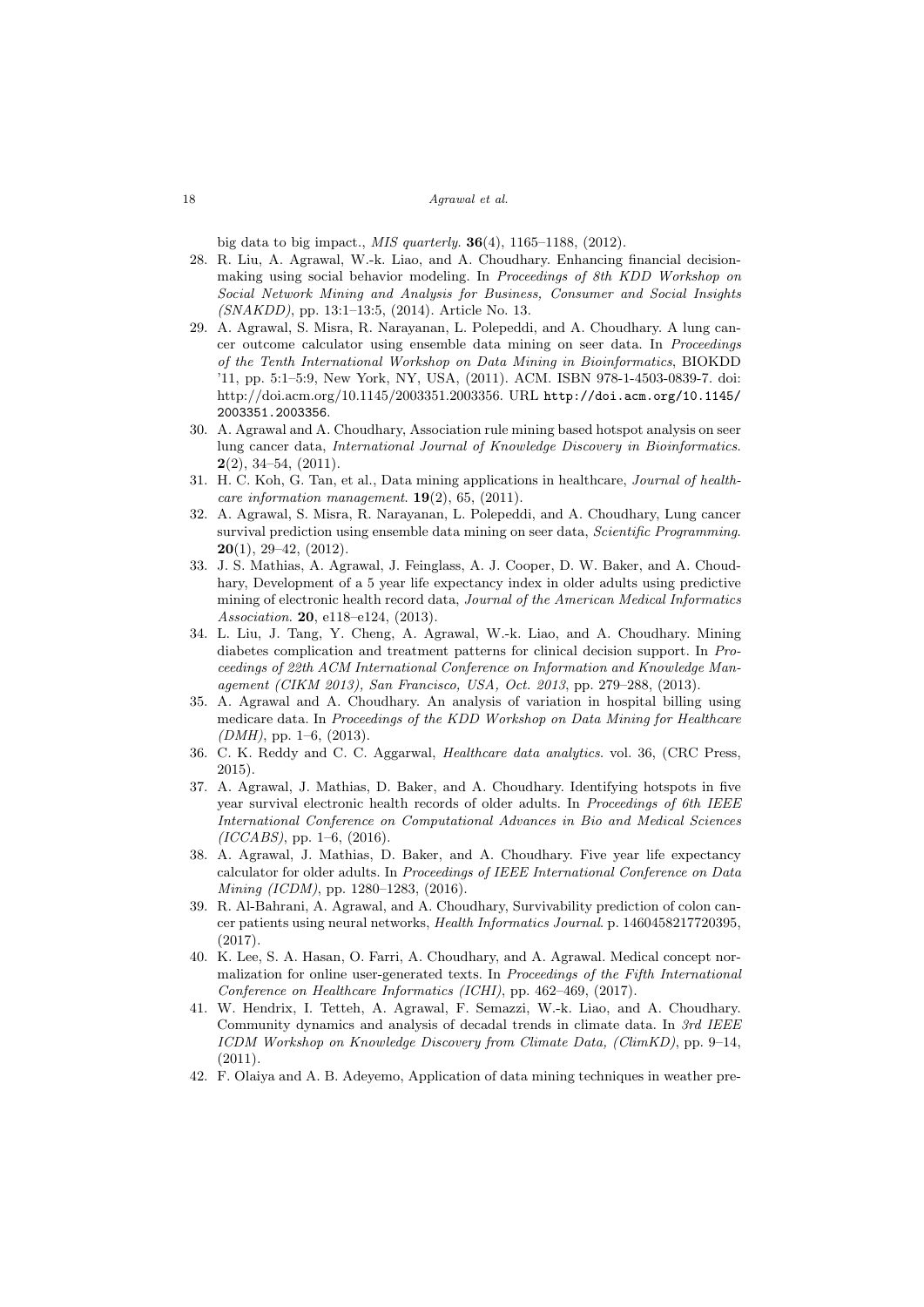big data to big impact., *MIS quarterly*. **36**(4), 1165–1188, (2012).

28. R. Liu, A. Agrawal, W.-k. Liao, and A. Choudhary. Enhancing financial decision-making using social behavior modeling. In *Proceedings of 8th KDD Workshop on Social Network Mining and Analysis for Business, Consumer and Social Insights (SNAKDD)*, pp. 13:1–13:5, (2014). Article No. 13.
29. A. Agrawal, S. Misra, R. Narayanan, L. Polepeddi, and A. Choudhary. A lung cancer outcome calculator using ensemble data mining on seer data. In *Proceedings of the Tenth International Workshop on Data Mining in Bioinformatics*, BIOKDD '11, pp. 5:1–5:9, New York, NY, USA, (2011). ACM. ISBN 978-1-4503-0839-7. doi: http://doi.acm.org/10.1145/2003351.2003356. URL `http://doi.acm.org/10.1145/2003351.2003356`.
30. A. Agrawal and A. Choudhary, Association rule mining based hotspot analysis on seer lung cancer data, *International Journal of Knowledge Discovery in Bioinformatics*. **2**(2), 34–54, (2011).
31. H. C. Koh, G. Tan, et al., Data mining applications in healthcare, *Journal of healthcare information management*. **19**(2), 65, (2011).
32. A. Agrawal, S. Misra, R. Narayanan, L. Polepeddi, and A. Choudhary, Lung cancer survival prediction using ensemble data mining on seer data, *Scientific Programming*. **20**(1), 29–42, (2012).
33. J. S. Mathias, A. Agrawal, J. Feinglass, A. J. Cooper, D. W. Baker, and A. Choudhary, Development of a 5 year life expectancy index in older adults using predictive mining of electronic health record data, *Journal of the American Medical Informatics Association*. **20**, e118–e124, (2013).
34. L. Liu, J. Tang, Y. Cheng, A. Agrawal, W.-k. Liao, and A. Choudhary. Mining diabetes complication and treatment patterns for clinical decision support. In *Proceedings of 22th ACM International Conference on Information and Knowledge Management (CIKM 2013), San Francisco, USA, Oct. 2013*, pp. 279–288, (2013).
35. A. Agrawal and A. Choudhary. An analysis of variation in hospital billing using medicare data. In *Proceedings of the KDD Workshop on Data Mining for Healthcare (DMH)*, pp. 1–6, (2013).
36. C. K. Reddy and C. C. Aggarwal, *Healthcare data analytics*. vol. 36, (CRC Press, 2015).
37. A. Agrawal, J. Mathias, D. Baker, and A. Choudhary. Identifying hotspots in five year survival electronic health records of older adults. In *Proceedings of 6th IEEE International Conference on Computational Advances in Bio and Medical Sciences (ICCABS)*, pp. 1–6, (2016).
38. A. Agrawal, J. Mathias, D. Baker, and A. Choudhary. Five year life expectancy calculator for older adults. In *Proceedings of IEEE International Conference on Data Mining (ICDM)*, pp. 1280–1283, (2016).
39. R. Al-Bahrani, A. Agrawal, and A. Choudhary, Survivability prediction of colon cancer patients using neural networks, *Health Informatics Journal*. p. 1460458217720395, (2017).
40. K. Lee, S. A. Hasan, O. Farri, A. Choudhary, and A. Agrawal. Medical concept normalization for online user-generated texts. In *Proceedings of the Fifth International Conference on Healthcare Informatics (ICHI)*, pp. 462–469, (2017).
41. W. Hendrix, I. Tetteh, A. Agrawal, F. Semazzi, W.-k. Liao, and A. Choudhary. Community dynamics and analysis of decadal trends in climate data. In *3rd IEEE ICDM Workshop on Knowledge Discovery from Climate Data, (ClimKD)*, pp. 9–14, (2011).
42. F. Olaiya and A. B. Adeyemo, Application of data mining techniques in weather pre-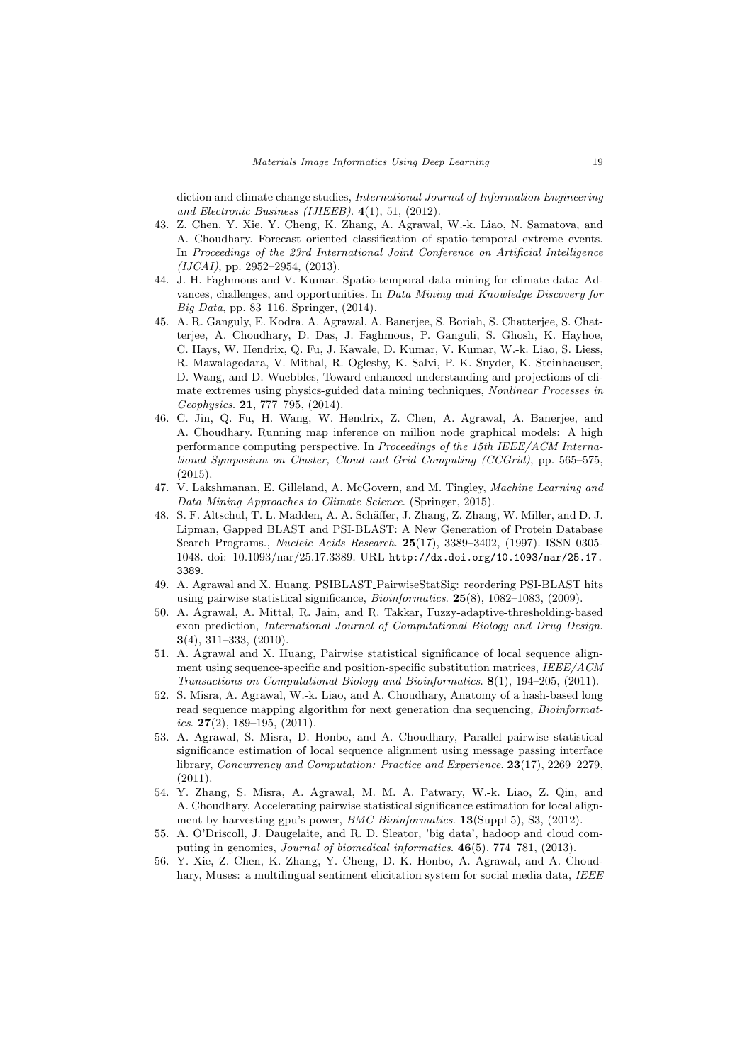diction and climate change studies, *International Journal of Information Engineering and Electronic Business (IJIEEB)*. **4**(1), 51, (2012).

43. Z. Chen, Y. Xie, Y. Cheng, K. Zhang, A. Agrawal, W.-k. Liao, N. Samatova, and A. Choudhary. Forecast oriented classification of spatio-temporal extreme events. In *Proceedings of the 23rd International Joint Conference on Artificial Intelligence (IJCAI)*, pp. 2952–2954, (2013).
44. J. H. Faghmous and V. Kumar. Spatio-temporal data mining for climate data: Advances, challenges, and opportunities. In *Data Mining and Knowledge Discovery for Big Data*, pp. 83–116. Springer, (2014).
45. A. R. Ganguly, E. Kodra, A. Agrawal, A. Banerjee, S. Boriah, S. Chatterjee, S. Chatterjee, A. Choudhary, D. Das, J. Faghmous, P. Ganguli, S. Ghosh, K. Hayhoe, C. Hays, W. Hendrix, Q. Fu, J. Kawale, D. Kumar, V. Kumar, W.-k. Liao, S. Liess, R. Mawalagedara, V. Mithal, R. Oglesby, K. Salvi, P. K. Snyder, K. Steinhaeuser, D. Wang, and D. Wuebbles, Toward enhanced understanding and projections of climate extremes using physics-guided data mining techniques, *Nonlinear Processes in Geophysics*. **21**, 777–795, (2014).
46. C. Jin, Q. Fu, H. Wang, W. Hendrix, Z. Chen, A. Agrawal, A. Banerjee, and A. Choudhary. Running map inference on million node graphical models: A high performance computing perspective. In *Proceedings of the 15th IEEE/ACM International Symposium on Cluster, Cloud and Grid Computing (CCGrid)*, pp. 565–575, (2015).
47. V. Lakshmanan, E. Gilleland, A. McGovern, and M. Tingley, *Machine Learning and Data Mining Approaches to Climate Science*. (Springer, 2015).
48. S. F. Altschul, T. L. Madden, A. A. Schäffer, J. Zhang, Z. Zhang, W. Miller, and D. J. Lipman, Gapped BLAST and PSI-BLAST: A New Generation of Protein Database Search Programs., *Nucleic Acids Research*. **25**(17), 3389–3402, (1997). ISSN 0305-1048. doi: 10.1093/nar/25.17.3389. URL `http://dx.doi.org/10.1093/nar/25.17.3389`.
49. A. Agrawal and X. Huang, PSIBLAST_PairwiseStatSig: reordering PSI-BLAST hits using pairwise statistical significance, *Bioinformatics*. **25**(8), 1082–1083, (2009).
50. A. Agrawal, A. Mittal, R. Jain, and R. Takkar, Fuzzy-adaptive-thresholding-based exon prediction, *International Journal of Computational Biology and Drug Design*. **3**(4), 311–333, (2010).
51. A. Agrawal and X. Huang, Pairwise statistical significance of local sequence alignment using sequence-specific and position-specific substitution matrices, *IEEE/ACM Transactions on Computational Biology and Bioinformatics*. **8**(1), 194–205, (2011).
52. S. Misra, A. Agrawal, W.-k. Liao, and A. Choudhary, Anatomy of a hash-based long read sequence mapping algorithm for next generation dna sequencing, *Bioinformatics*. **27**(2), 189–195, (2011).
53. A. Agrawal, S. Misra, D. Honbo, and A. Choudhary, Parallel pairwise statistical significance estimation of local sequence alignment using message passing interface library, *Concurrency and Computation: Practice and Experience*. **23**(17), 2269–2279, (2011).
54. Y. Zhang, S. Misra, A. Agrawal, M. M. A. Patwary, W.-k. Liao, Z. Qin, and A. Choudhary, Accelerating pairwise statistical significance estimation for local alignment by harvesting gpu's power, *BMC Bioinformatics*. **13**(Suppl 5), S3, (2012).
55. A. O'Driscoll, J. Daugelaite, and R. D. Sleator, 'big data', hadoop and cloud computing in genomics, *Journal of biomedical informatics*. **46**(5), 774–781, (2013).
56. Y. Xie, Z. Chen, K. Zhang, Y. Cheng, D. K. Honbo, A. Agrawal, and A. Choudhary, Muses: a multilingual sentiment elicitation system for social media data, *IEEE*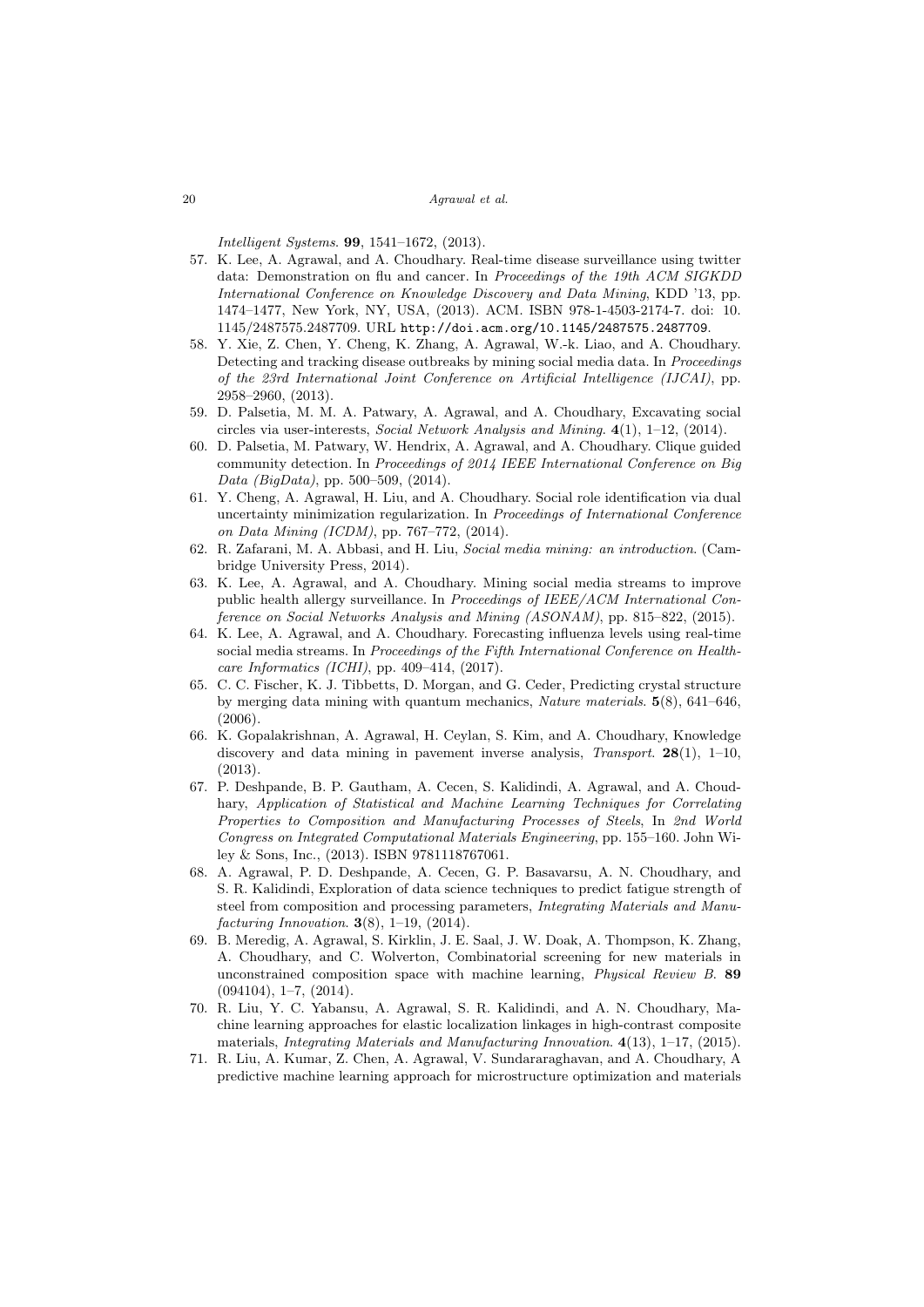*Intelligent Systems*. **99**, 1541–1672, (2013).

57. K. Lee, A. Agrawal, and A. Choudhary. Real-time disease surveillance using twitter data: Demonstration on flu and cancer. In *Proceedings of the 19th ACM SIGKDD International Conference on Knowledge Discovery and Data Mining*, KDD '13, pp. 1474–1477, New York, NY, USA, (2013). ACM. ISBN 978-1-4503-2174-7. doi: 10.1145/2487575.2487709. URL `http://doi.acm.org/10.1145/2487575.2487709`.
58. Y. Xie, Z. Chen, Y. Cheng, K. Zhang, A. Agrawal, W.-k. Liao, and A. Choudhary. Detecting and tracking disease outbreaks by mining social media data. In *Proceedings of the 23rd International Joint Conference on Artificial Intelligence (IJCAI)*, pp. 2958–2960, (2013).
59. D. Palsetia, M. M. A. Patwary, A. Agrawal, and A. Choudhary, Excavating social circles via user-interests, *Social Network Analysis and Mining*. **4**(1), 1–12, (2014).
60. D. Palsetia, M. Patwary, W. Hendrix, A. Agrawal, and A. Choudhary. Clique guided community detection. In *Proceedings of 2014 IEEE International Conference on Big Data (BigData)*, pp. 500–509, (2014).
61. Y. Cheng, A. Agrawal, H. Liu, and A. Choudhary. Social role identification via dual uncertainty minimization regularization. In *Proceedings of International Conference on Data Mining (ICDM)*, pp. 767–772, (2014).
62. R. Zafarani, M. A. Abbasi, and H. Liu, *Social media mining: an introduction*. (Cambridge University Press, 2014).
63. K. Lee, A. Agrawal, and A. Choudhary. Mining social media streams to improve public health allergy surveillance. In *Proceedings of IEEE/ACM International Conference on Social Networks Analysis and Mining (ASONAM)*, pp. 815–822, (2015).
64. K. Lee, A. Agrawal, and A. Choudhary. Forecasting influenza levels using real-time social media streams. In *Proceedings of the Fifth International Conference on Healthcare Informatics (ICHI)*, pp. 409–414, (2017).
65. C. C. Fischer, K. J. Tibbetts, D. Morgan, and G. Ceder, Predicting crystal structure by merging data mining with quantum mechanics, *Nature materials*. **5**(8), 641–646, (2006).
66. K. Gopalakrishnan, A. Agrawal, H. Ceylan, S. Kim, and A. Choudhary, Knowledge discovery and data mining in pavement inverse analysis, *Transport*. **28**(1), 1–10, (2013).
67. P. Deshpande, B. P. Gautham, A. Cecen, S. Kalidindi, A. Agrawal, and A. Choudhary, *Application of Statistical and Machine Learning Techniques for Correlating Properties to Composition and Manufacturing Processes of Steels*, In *2nd World Congress on Integrated Computational Materials Engineering*, pp. 155–160. John Wiley & Sons, Inc., (2013). ISBN 9781118767061.
68. A. Agrawal, P. D. Deshpande, A. Cecen, G. P. Basavarsu, A. N. Choudhary, and S. R. Kalidindi, Exploration of data science techniques to predict fatigue strength of steel from composition and processing parameters, *Integrating Materials and Manufacturing Innovation*. **3**(8), 1–19, (2014).
69. B. Meredig, A. Agrawal, S. Kirklin, J. E. Saal, J. W. Doak, A. Thompson, K. Zhang, A. Choudhary, and C. Wolverton, Combinatorial screening for new materials in unconstrained composition space with machine learning, *Physical Review B*. **89** (094104), 1–7, (2014).
70. R. Liu, Y. C. Yabansu, A. Agrawal, S. R. Kalidindi, and A. N. Choudhary, Machine learning approaches for elastic localization linkages in high-contrast composite materials, *Integrating Materials and Manufacturing Innovation*. **4**(13), 1–17, (2015).
71. R. Liu, A. Kumar, Z. Chen, A. Agrawal, V. Sundararaghavan, and A. Choudhary, A predictive machine learning approach for microstructure optimization and materials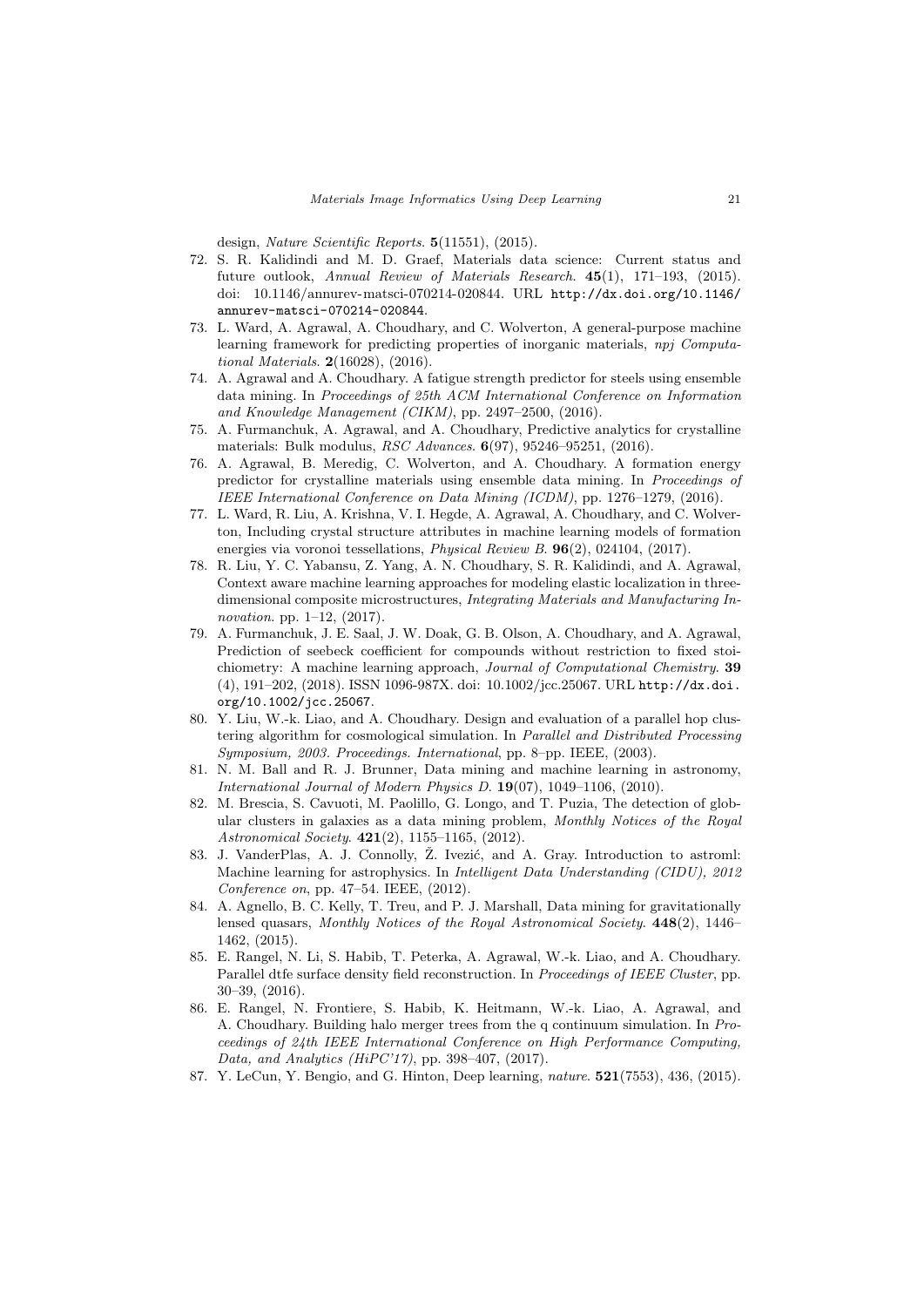design, *Nature Scientific Reports*. **5**(11551), (2015).

72. S. R. Kalidindi and M. D. Graef, Materials data science: Current status and future outlook, *Annual Review of Materials Research*. **45**(1), 171–193, (2015). doi: 10.1146/annurev-matsci-070214-020844. URL `http://dx.doi.org/10.1146/annurev-matsci-070214-020844`.
73. L. Ward, A. Agrawal, A. Choudhary, and C. Wolverton, A general-purpose machine learning framework for predicting properties of inorganic materials, *npj Computational Materials*. **2**(16028), (2016).
74. A. Agrawal and A. Choudhary. A fatigue strength predictor for steels using ensemble data mining. In *Proceedings of 25th ACM International Conference on Information and Knowledge Management (CIKM)*, pp. 2497–2500, (2016).
75. A. Furmanchuk, A. Agrawal, and A. Choudhary, Predictive analytics for crystalline materials: Bulk modulus, *RSC Advances*. **6**(97), 95246–95251, (2016).
76. A. Agrawal, B. Meredig, C. Wolverton, and A. Choudhary. A formation energy predictor for crystalline materials using ensemble data mining. In *Proceedings of IEEE International Conference on Data Mining (ICDM)*, pp. 1276–1279, (2016).
77. L. Ward, R. Liu, A. Krishna, V. I. Hegde, A. Agrawal, A. Choudhary, and C. Wolverton, Including crystal structure attributes in machine learning models of formation energies via voronoi tessellations, *Physical Review B*. **96**(2), 024104, (2017).
78. R. Liu, Y. C. Yabansu, Z. Yang, A. N. Choudhary, S. R. Kalidindi, and A. Agrawal, Context aware machine learning approaches for modeling elastic localization in three-dimensional composite microstructures, *Integrating Materials and Manufacturing Innovation*. pp. 1–12, (2017).
79. A. Furmanchuk, J. E. Saal, J. W. Doak, G. B. Olson, A. Choudhary, and A. Agrawal, Prediction of seebeck coefficient for compounds without restriction to fixed stoichiometry: A machine learning approach, *Journal of Computational Chemistry*. **39** (4), 191–202, (2018). ISSN 1096-987X. doi: 10.1002/jcc.25067. URL `http://dx.doi.org/10.1002/jcc.25067`.
80. Y. Liu, W.-k. Liao, and A. Choudhary. Design and evaluation of a parallel hop clustering algorithm for cosmological simulation. In *Parallel and Distributed Processing Symposium, 2003. Proceedings. International*, pp. 8–pp. IEEE, (2003).
81. N. M. Ball and R. J. Brunner, Data mining and machine learning in astronomy, *International Journal of Modern Physics D*. **19**(07), 1049–1106, (2010).
82. M. Brescia, S. Cavuoti, M. Paolillo, G. Longo, and T. Puzia, The detection of globular clusters in galaxies as a data mining problem, *Monthly Notices of the Royal Astronomical Society*. **421**(2), 1155–1165, (2012).
83. J. VanderPlas, A. J. Connolly, Ž. Ivezić, and A. Gray. Introduction to astroml: Machine learning for astrophysics. In *Intelligent Data Understanding (CIDU), 2012 Conference on*, pp. 47–54. IEEE, (2012).
84. A. Agnello, B. C. Kelly, T. Treu, and P. J. Marshall, Data mining for gravitationally lensed quasars, *Monthly Notices of the Royal Astronomical Society*. **448**(2), 1446–1462, (2015).
85. E. Rangel, N. Li, S. Habib, T. Peterka, A. Agrawal, W.-k. Liao, and A. Choudhary. Parallel dtfe surface density field reconstruction. In *Proceedings of IEEE Cluster*, pp. 30–39, (2016).
86. E. Rangel, N. Frontiere, S. Habib, K. Heitmann, W.-k. Liao, A. Agrawal, and A. Choudhary. Building halo merger trees from the q continuum simulation. In *Proceedings of 24th IEEE International Conference on High Performance Computing, Data, and Analytics (HiPC'17)*, pp. 398–407, (2017).
87. Y. LeCun, Y. Bengio, and G. Hinton, Deep learning, *nature*. **521**(7553), 436, (2015).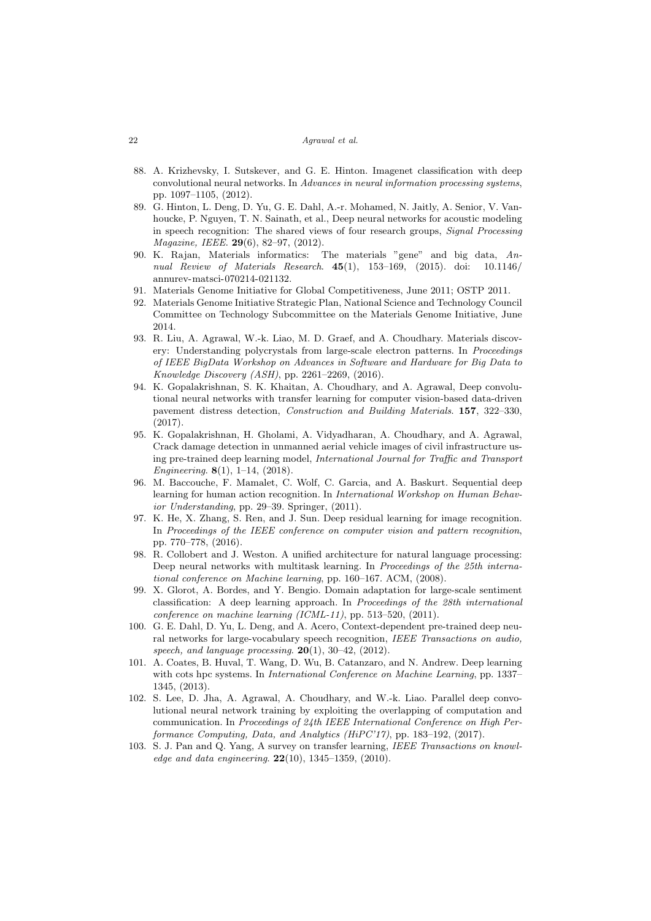88. A. Krizhevsky, I. Sutskever, and G. E. Hinton. Imagenet classification with deep convolutional neural networks. In *Advances in neural information processing systems*, pp. 1097–1105, (2012).
89. G. Hinton, L. Deng, D. Yu, G. E. Dahl, A.-r. Mohamed, N. Jaitly, A. Senior, V. Vanhoucke, P. Nguyen, T. N. Sainath, et al., Deep neural networks for acoustic modeling in speech recognition: The shared views of four research groups, *Signal Processing Magazine, IEEE*. **29**(6), 82–97, (2012).
90. K. Rajan, Materials informatics: The materials "gene" and big data, *Annual Review of Materials Research*. **45**(1), 153–169, (2015). doi: 10.1146/annurev-matsci-070214-021132.
91. Materials Genome Initiative for Global Competitiveness, June 2011; OSTP 2011.
92. Materials Genome Initiative Strategic Plan, National Science and Technology Council Committee on Technology Subcommittee on the Materials Genome Initiative, June 2014.
93. R. Liu, A. Agrawal, W.-k. Liao, M. D. Graef, and A. Choudhary. Materials discovery: Understanding polycrystals from large-scale electron patterns. In *Proceedings of IEEE BigData Workshop on Advances in Software and Hardware for Big Data to Knowledge Discovery (ASH)*, pp. 2261–2269, (2016).
94. K. Gopalakrishnan, S. K. Khaitan, A. Choudhary, and A. Agrawal, Deep convolutional neural networks with transfer learning for computer vision-based data-driven pavement distress detection, *Construction and Building Materials*. **157**, 322–330, (2017).
95. K. Gopalakrishnan, H. Gholami, A. Vidyadharan, A. Choudhary, and A. Agrawal, Crack damage detection in unmanned aerial vehicle images of civil infrastructure using pre-trained deep learning model, *International Journal for Traffic and Transport Engineering*. **8**(1), 1–14, (2018).
96. M. Baccouche, F. Mamalet, C. Wolf, C. Garcia, and A. Baskurt. Sequential deep learning for human action recognition. In *International Workshop on Human Behavior Understanding*, pp. 29–39. Springer, (2011).
97. K. He, X. Zhang, S. Ren, and J. Sun. Deep residual learning for image recognition. In *Proceedings of the IEEE conference on computer vision and pattern recognition*, pp. 770–778, (2016).
98. R. Collobert and J. Weston. A unified architecture for natural language processing: Deep neural networks with multitask learning. In *Proceedings of the 25th international conference on Machine learning*, pp. 160–167. ACM, (2008).
99. X. Glorot, A. Bordes, and Y. Bengio. Domain adaptation for large-scale sentiment classification: A deep learning approach. In *Proceedings of the 28th international conference on machine learning (ICML-11)*, pp. 513–520, (2011).
100. G. E. Dahl, D. Yu, L. Deng, and A. Acero, Context-dependent pre-trained deep neural networks for large-vocabulary speech recognition, *IEEE Transactions on audio, speech, and language processing*. **20**(1), 30–42, (2012).
101. A. Coates, B. Huval, T. Wang, D. Wu, B. Catanzaro, and N. Andrew. Deep learning with cots hpc systems. In *International Conference on Machine Learning*, pp. 1337–1345, (2013).
102. S. Lee, D. Jha, A. Agrawal, A. Choudhary, and W.-k. Liao. Parallel deep convolutional neural network training by exploiting the overlapping of computation and communication. In *Proceedings of 24th IEEE International Conference on High Performance Computing, Data, and Analytics (HiPC'17)*, pp. 183–192, (2017).
103. S. J. Pan and Q. Yang, A survey on transfer learning, *IEEE Transactions on knowledge and data engineering*. **22**(10), 1345–1359, (2010).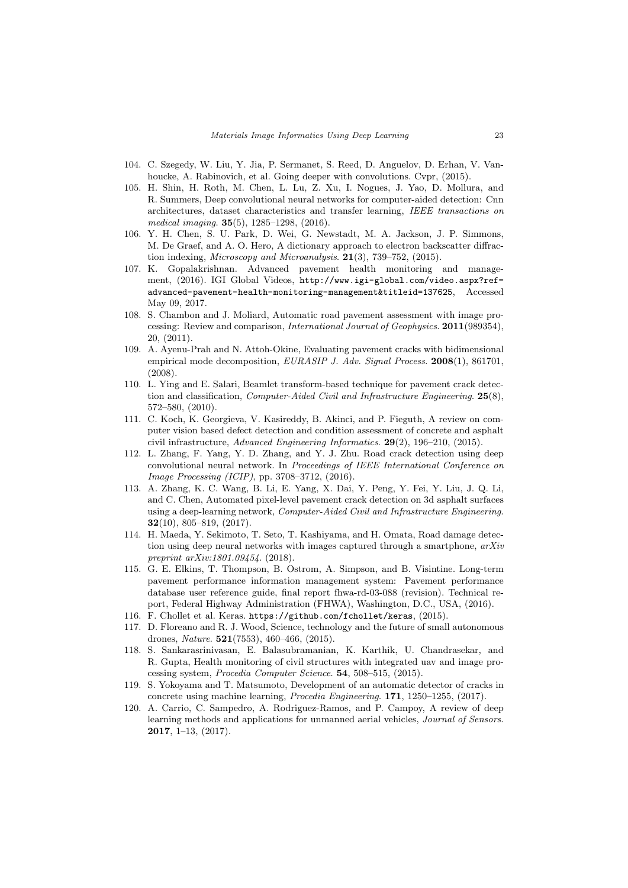104. C. Szegedy, W. Liu, Y. Jia, P. Sermanet, S. Reed, D. Anguelov, D. Erhan, V. Vanhoucke, A. Rabinovich, et al. Going deeper with convolutions. Cvpr, (2015).
105. H. Shin, H. Roth, M. Chen, L. Lu, Z. Xu, I. Nogues, J. Yao, D. Mollura, and R. Summers, Deep convolutional neural networks for computer-aided detection: Cnn architectures, dataset characteristics and transfer learning, *IEEE transactions on medical imaging*. **35**(5), 1285–1298, (2016).
106. Y. H. Chen, S. U. Park, D. Wei, G. Newstadt, M. A. Jackson, J. P. Simmons, M. De Graef, and A. O. Hero, A dictionary approach to electron backscatter diffraction indexing, *Microscopy and Microanalysis*. **21**(3), 739–752, (2015).
107. K. Gopalakrishnan. Advanced pavement health monitoring and management, (2016). IGI Global Videos, `http://www.igi-global.com/video.aspx?ref=advanced-pavement-health-monitoring-management&titleid=137625`, Accessed May 09, 2017.
108. S. Chambon and J. Moliard, Automatic road pavement assessment with image processing: Review and comparison, *International Journal of Geophysics*. **2011**(989354), 20, (2011).
109. A. Ayenu-Prah and N. Attoh-Okine, Evaluating pavement cracks with bidimensional empirical mode decomposition, *EURASIP J. Adv. Signal Process*. **2008**(1), 861701, (2008).
110. L. Ying and E. Salari, Beamlet transform-based technique for pavement crack detection and classification, *Computer-Aided Civil and Infrastructure Engineering*. **25**(8), 572–580, (2010).
111. C. Koch, K. Georgieva, V. Kasireddy, B. Akinci, and P. Fieguth, A review on computer vision based defect detection and condition assessment of concrete and asphalt civil infrastructure, *Advanced Engineering Informatics*. **29**(2), 196–210, (2015).
112. L. Zhang, F. Yang, Y. D. Zhang, and Y. J. Zhu. Road crack detection using deep convolutional neural network. In *Proceedings of IEEE International Conference on Image Processing (ICIP)*, pp. 3708–3712, (2016).
113. A. Zhang, K. C. Wang, B. Li, E. Yang, X. Dai, Y. Peng, Y. Fei, Y. Liu, J. Q. Li, and C. Chen, Automated pixel-level pavement crack detection on 3d asphalt surfaces using a deep-learning network, *Computer-Aided Civil and Infrastructure Engineering*. **32**(10), 805–819, (2017).
114. H. Maeda, Y. Sekimoto, T. Seto, T. Kashiyama, and H. Omata, Road damage detection using deep neural networks with images captured through a smartphone, *arXiv preprint arXiv:1801.09454*. (2018).
115. G. E. Elkins, T. Thompson, B. Ostrom, A. Simpson, and B. Visintine. Long-term pavement performance information management system: Pavement performance database user reference guide, final report fhwa-rd-03-088 (revision). Technical report, Federal Highway Administration (FHWA), Washington, D.C., USA, (2016).
116. F. Chollet et al. Keras. `https://github.com/fchollet/keras`, (2015).
117. D. Floreano and R. J. Wood, Science, technology and the future of small autonomous drones, *Nature*. **521**(7553), 460–466, (2015).
118. S. Sankarasrinivasan, E. Balasubramanian, K. Karthik, U. Chandrasekar, and R. Gupta, Health monitoring of civil structures with integrated uav and image processing system, *Procedia Computer Science*. **54**, 508–515, (2015).
119. S. Yokoyama and T. Matsumoto, Development of an automatic detector of cracks in concrete using machine learning, *Procedia Engineering*. **171**, 1250–1255, (2017).
120. A. Carrio, C. Sampedro, A. Rodriguez-Ramos, and P. Campoy, A review of deep learning methods and applications for unmanned aerial vehicles, *Journal of Sensors*. **2017**, 1–13, (2017).